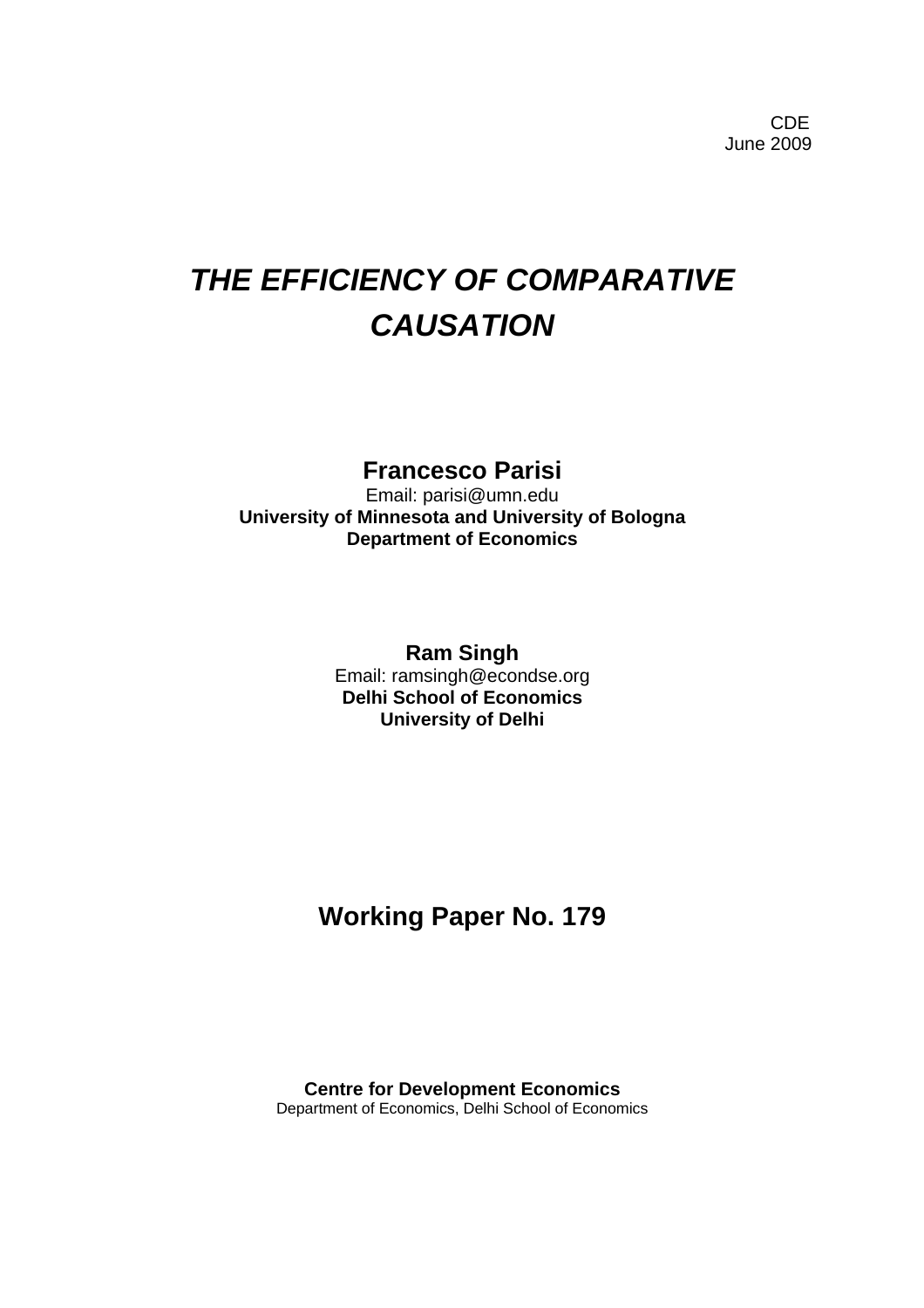CDE
June 2009

# *THE EFFICIENCY OF COMPARATIVE CAUSATION*

**Francesco Parisi**
Email: parisi@umn.edu
**University of Minnesota and University of Bologna**
**Department of Economics**

**Ram Singh**
Email: ramsingh@econdse.org
**Delhi School of Economics**
**University of Delhi**

## Working Paper No. 179

**Centre for Development Economics**
Department of Economics, Delhi School of Economics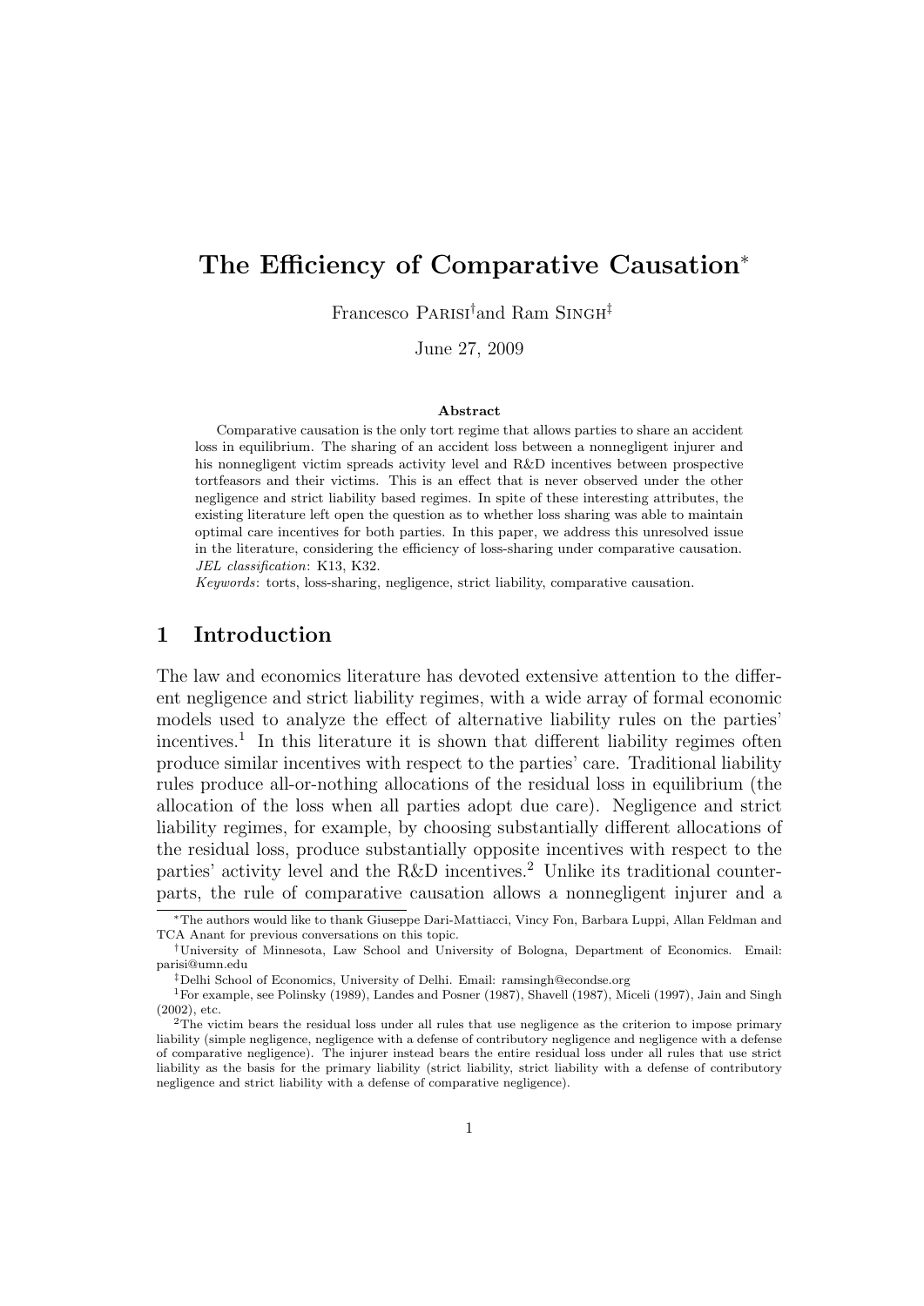# The Efficiency of Comparative Causation*

Francesco Parisi[†] and Ram Singh[‡]

June 27, 2009

### Abstract

Comparative causation is the only tort regime that allows parties to share an accident loss in equilibrium. The sharing of an accident loss between a nonnegligent injurer and his nonnegligent victim spreads activity level and R&D incentives between prospective tortfeasors and their victims. This is an effect that is never observed under the other negligence and strict liability based regimes. In spite of these interesting attributes, the existing literature left open the question as to whether loss sharing was able to maintain optimal care incentives for both parties. In this paper, we address this unresolved issue in the literature, considering the efficiency of loss-sharing under comparative causation.

*JEL classification*: K13, K32.

*Keywords*: torts, loss-sharing, negligence, strict liability, comparative causation.

## 1 Introduction

The law and economics literature has devoted extensive attention to the different negligence and strict liability regimes, with a wide array of formal economic models used to analyze the effect of alternative liability rules on the parties' incentives.[1] In this literature it is shown that different liability regimes often produce similar incentives with respect to the parties' care. Traditional liability rules produce all-or-nothing allocations of the residual loss in equilibrium (the allocation of the loss when all parties adopt due care). Negligence and strict liability regimes, for example, by choosing substantially different allocations of the residual loss, produce substantially opposite incentives with respect to the parties' activity level and the R&D incentives.[2] Unlike its traditional counterparts, the rule of comparative causation allows a nonnegligent injurer and a

*The authors would like to thank Giuseppe Dari-Mattiacci, Vincy Fon, Barbara Luppi, Allan Feldman and TCA Anant for previous conversations on this topic.

†University of Minnesota, Law School and University of Bologna, Department of Economics. Email: parisi@umn.edu

‡Delhi School of Economics, University of Delhi. Email: ramsingh@econdse.org

[1]For example, see Polinsky (1989), Landes and Posner (1987), Shavell (1987), Miceli (1997), Jain and Singh (2002), etc.

[2]The victim bears the residual loss under all rules that use negligence as the criterion to impose primary liability (simple negligence, negligence with a defense of contributory negligence and negligence with a defense of comparative negligence). The injurer instead bears the entire residual loss under all rules that use strict liability as the basis for the primary liability (strict liability, strict liability with a defense of contributory negligence and strict liability with a defense of comparative negligence).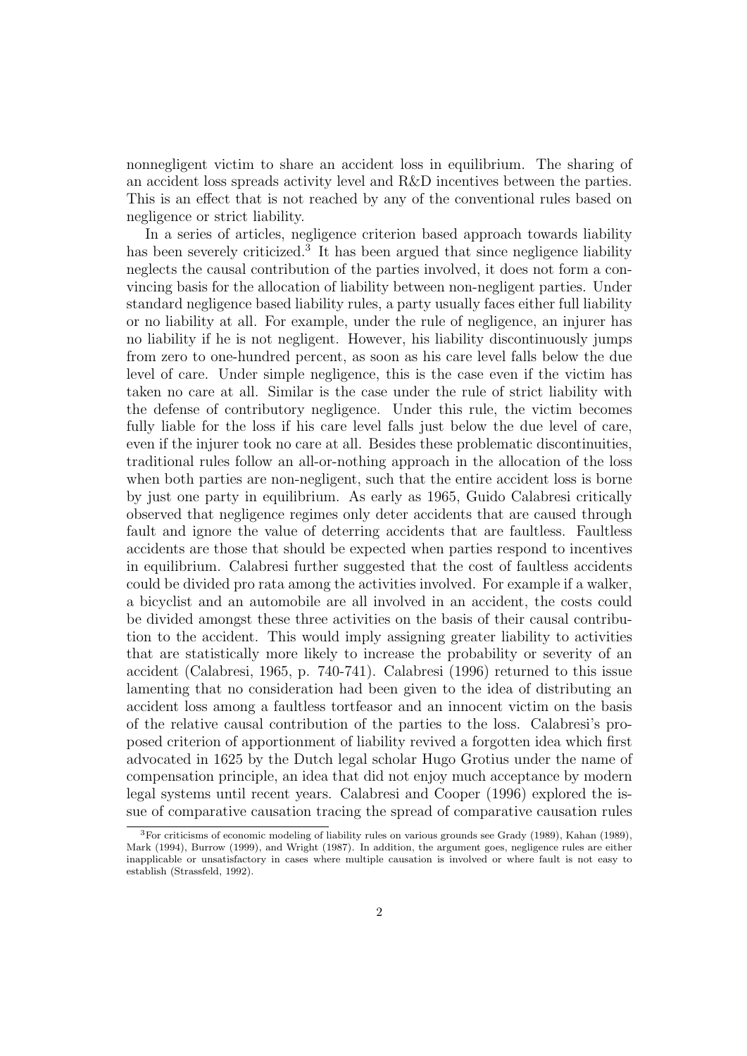nonnegligent victim to share an accident loss in equilibrium. The sharing of an accident loss spreads activity level and R&D incentives between the parties. This is an effect that is not reached by any of the conventional rules based on negligence or strict liability.

In a series of articles, negligence criterion based approach towards liability has been severely criticized.[3] It has been argued that since negligence liability neglects the causal contribution of the parties involved, it does not form a convincing basis for the allocation of liability between non-negligent parties. Under standard negligence based liability rules, a party usually faces either full liability or no liability at all. For example, under the rule of negligence, an injurer has no liability if he is not negligent. However, his liability discontinuously jumps from zero to one-hundred percent, as soon as his care level falls below the due level of care. Under simple negligence, this is the case even if the victim has taken no care at all. Similar is the case under the rule of strict liability with the defense of contributory negligence. Under this rule, the victim becomes fully liable for the loss if his care level falls just below the due level of care, even if the injurer took no care at all. Besides these problematic discontinuities, traditional rules follow an all-or-nothing approach in the allocation of the loss when both parties are non-negligent, such that the entire accident loss is borne by just one party in equilibrium. As early as 1965, Guido Calabresi critically observed that negligence regimes only deter accidents that are caused through fault and ignore the value of deterring accidents that are faultless. Faultless accidents are those that should be expected when parties respond to incentives in equilibrium. Calabresi further suggested that the cost of faultless accidents could be divided pro rata among the activities involved. For example if a walker, a bicyclist and an automobile are all involved in an accident, the costs could be divided amongst these three activities on the basis of their causal contribution to the accident. This would imply assigning greater liability to activities that are statistically more likely to increase the probability or severity of an accident (Calabresi, 1965, p. 740-741). Calabresi (1996) returned to this issue lamenting that no consideration had been given to the idea of distributing an accident loss among a faultless tortfeasor and an innocent victim on the basis of the relative causal contribution of the parties to the loss. Calabresi's proposed criterion of apportionment of liability revived a forgotten idea which first advocated in 1625 by the Dutch legal scholar Hugo Grotius under the name of compensation principle, an idea that did not enjoy much acceptance by modern legal systems until recent years. Calabresi and Cooper (1996) explored the issue of comparative causation tracing the spread of comparative causation rules

[3]For criticisms of economic modeling of liability rules on various grounds see Grady (1989), Kahan (1989), Mark (1994), Burrow (1999), and Wright (1987). In addition, the argument goes, negligence rules are either inapplicable or unsatisfactory in cases where multiple causation is involved or where fault is not easy to establish (Strassfeld, 1992).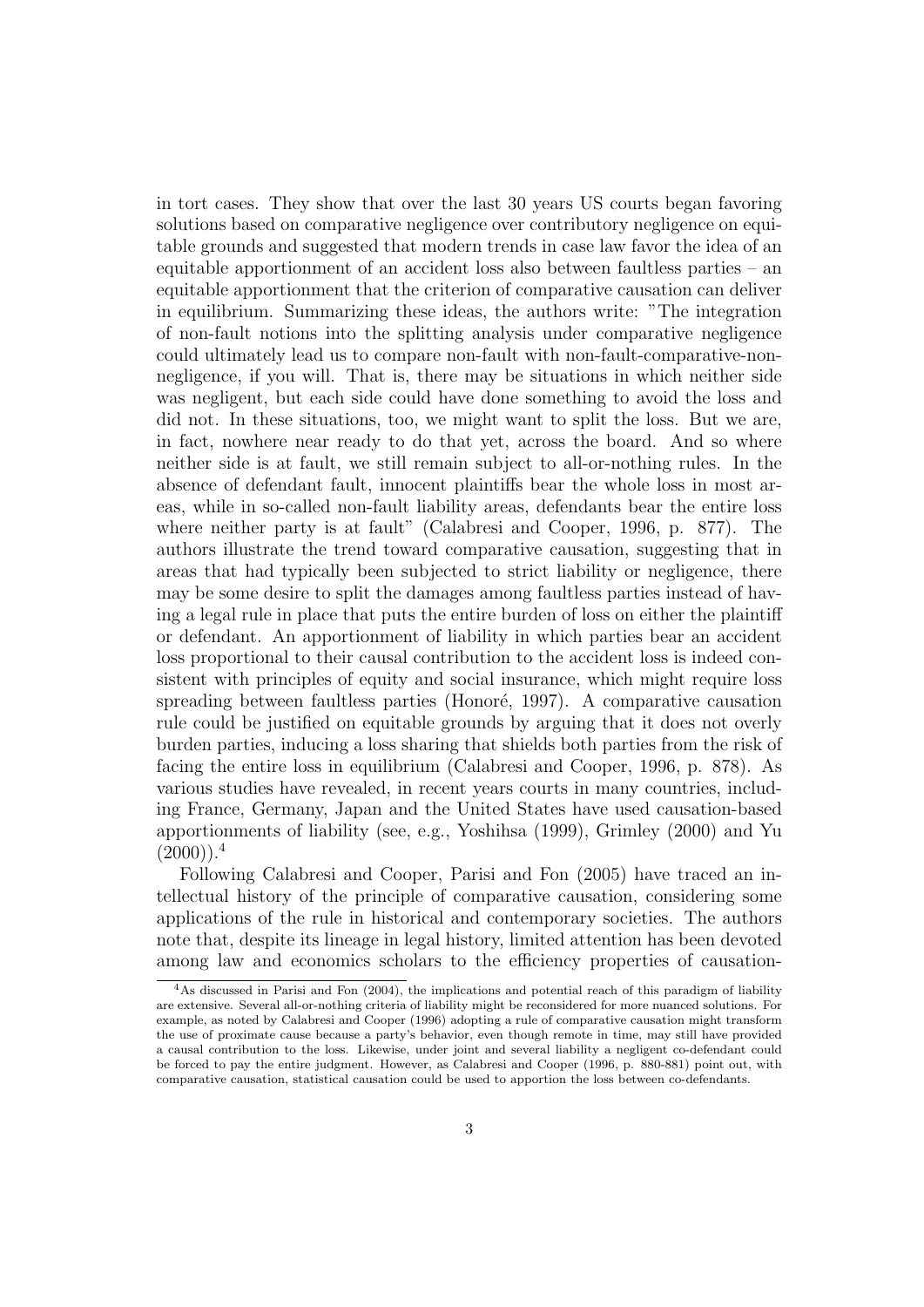in tort cases. They show that over the last 30 years US courts began favoring solutions based on comparative negligence over contributory negligence on equitable grounds and suggested that modern trends in case law favor the idea of an equitable apportionment of an accident loss also between faultless parties – an equitable apportionment that the criterion of comparative causation can deliver in equilibrium. Summarizing these ideas, the authors write: "The integration of non-fault notions into the splitting analysis under comparative negligence could ultimately lead us to compare non-fault with non-fault-comparative-non-negligence, if you will. That is, there may be situations in which neither side was negligent, but each side could have done something to avoid the loss and did not. In these situations, too, we might want to split the loss. But we are, in fact, nowhere near ready to do that yet, across the board. And so where neither side is at fault, we still remain subject to all-or-nothing rules. In the absence of defendant fault, innocent plaintiffs bear the whole loss in most areas, while in so-called non-fault liability areas, defendants bear the entire loss where neither party is at fault" (Calabresi and Cooper, 1996, p. 877). The authors illustrate the trend toward comparative causation, suggesting that in areas that had typically been subjected to strict liability or negligence, there may be some desire to split the damages among faultless parties instead of having a legal rule in place that puts the entire burden of loss on either the plaintiff or defendant. An apportionment of liability in which parties bear an accident loss proportional to their causal contribution to the accident loss is indeed consistent with principles of equity and social insurance, which might require loss spreading between faultless parties (Honoré, 1997). A comparative causation rule could be justified on equitable grounds by arguing that it does not overly burden parties, inducing a loss sharing that shields both parties from the risk of facing the entire loss in equilibrium (Calabresi and Cooper, 1996, p. 878). As various studies have revealed, in recent years courts in many countries, including France, Germany, Japan and the United States have used causation-based apportionments of liability (see, e.g., Yoshihsa (1999), Grimley (2000) and Yu (2000)).[4]

Following Calabresi and Cooper, Parisi and Fon (2005) have traced an intellectual history of the principle of comparative causation, considering some applications of the rule in historical and contemporary societies. The authors note that, despite its lineage in legal history, limited attention has been devoted among law and economics scholars to the efficiency properties of causation-

[4] As discussed in Parisi and Fon (2004), the implications and potential reach of this paradigm of liability are extensive. Several all-or-nothing criteria of liability might be reconsidered for more nuanced solutions. For example, as noted by Calabresi and Cooper (1996) adopting a rule of comparative causation might transform the use of proximate cause because a party's behavior, even though remote in time, may still have provided a causal contribution to the loss. Likewise, under joint and several liability a negligent co-defendant could be forced to pay the entire judgment. However, as Calabresi and Cooper (1996, p. 880-881) point out, with comparative causation, statistical causation could be used to apportion the loss between co-defendants.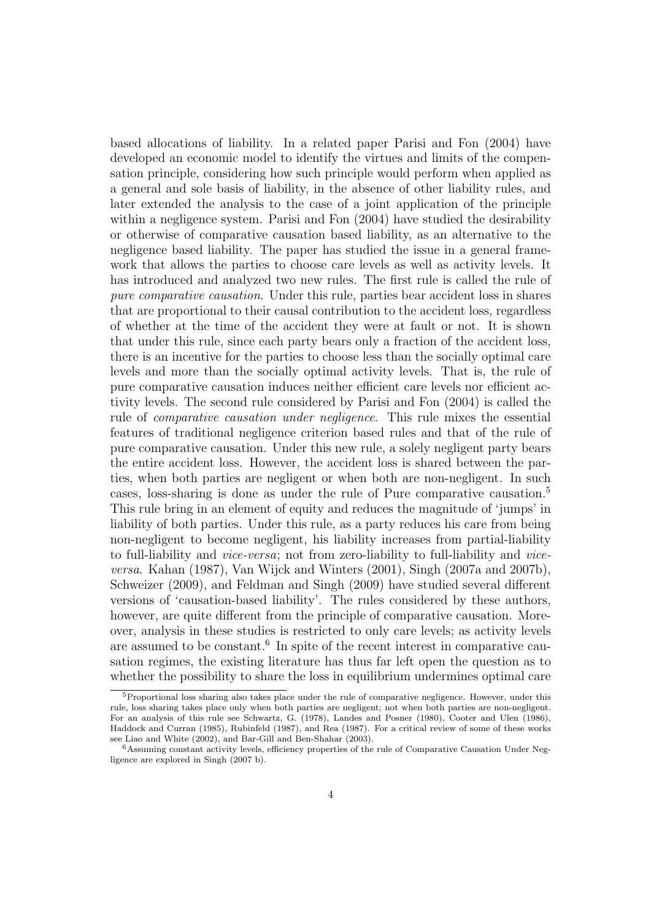based allocations of liability. In a related paper Parisi and Fon (2004) have developed an economic model to identify the virtues and limits of the compensation principle, considering how such principle would perform when applied as a general and sole basis of liability, in the absence of other liability rules, and later extended the analysis to the case of a joint application of the principle within a negligence system. Parisi and Fon (2004) have studied the desirability or otherwise of comparative causation based liability, as an alternative to the negligence based liability. The paper has studied the issue in a general framework that allows the parties to choose care levels as well as activity levels. It has introduced and analyzed two new rules. The first rule is called the rule of *pure comparative causation*. Under this rule, parties bear accident loss in shares that are proportional to their causal contribution to the accident loss, regardless of whether at the time of the accident they were at fault or not. It is shown that under this rule, since each party bears only a fraction of the accident loss, there is an incentive for the parties to choose less than the socially optimal care levels and more than the socially optimal activity levels. That is, the rule of pure comparative causation induces neither efficient care levels nor efficient activity levels. The second rule considered by Parisi and Fon (2004) is called the rule of *comparative causation under negligence*. This rule mixes the essential features of traditional negligence criterion based rules and that of the rule of pure comparative causation. Under this new rule, a solely negligent party bears the entire accident loss. However, the accident loss is shared between the parties, when both parties are negligent or when both are non-negligent. In such cases, loss-sharing is done as under the rule of Pure comparative causation.[5] This rule bring in an element of equity and reduces the magnitude of 'jumps' in liability of both parties. Under this rule, as a party reduces his care from being non-negligent to become negligent, his liability increases from partial-liability to full-liability and *vice-versa*; not from zero-liability to full-liability and *vice-versa*. Kahan (1987), Van Wijck and Winters (2001), Singh (2007a and 2007b), Schweizer (2009), and Feldman and Singh (2009) have studied several different versions of 'causation-based liability'. The rules considered by these authors, however, are quite different from the principle of comparative causation. Moreover, analysis in these studies is restricted to only care levels; as activity levels are assumed to be constant.[6] In spite of the recent interest in comparative causation regimes, the existing literature has thus far left open the question as to whether the possibility to share the loss in equilibrium undermines optimal care

[5] Proportional loss sharing also takes place under the rule of comparative negligence. However, under this rule, loss sharing takes place only when both parties are negligent; not when both parties are non-negligent. For an analysis of this rule see Schwartz, G. (1978), Landes and Posner (1980), Cooter and Ulen (1986), Haddock and Curran (1985), Rubinfeld (1987), and Rea (1987). For a critical review of some of these works see Liao and White (2002), and Bar-Gill and Ben-Shahar (2003).

[6] Assuming constant activity levels, efficiency properties of the rule of Comparative Causation Under Negligence are explored in Singh (2007 b).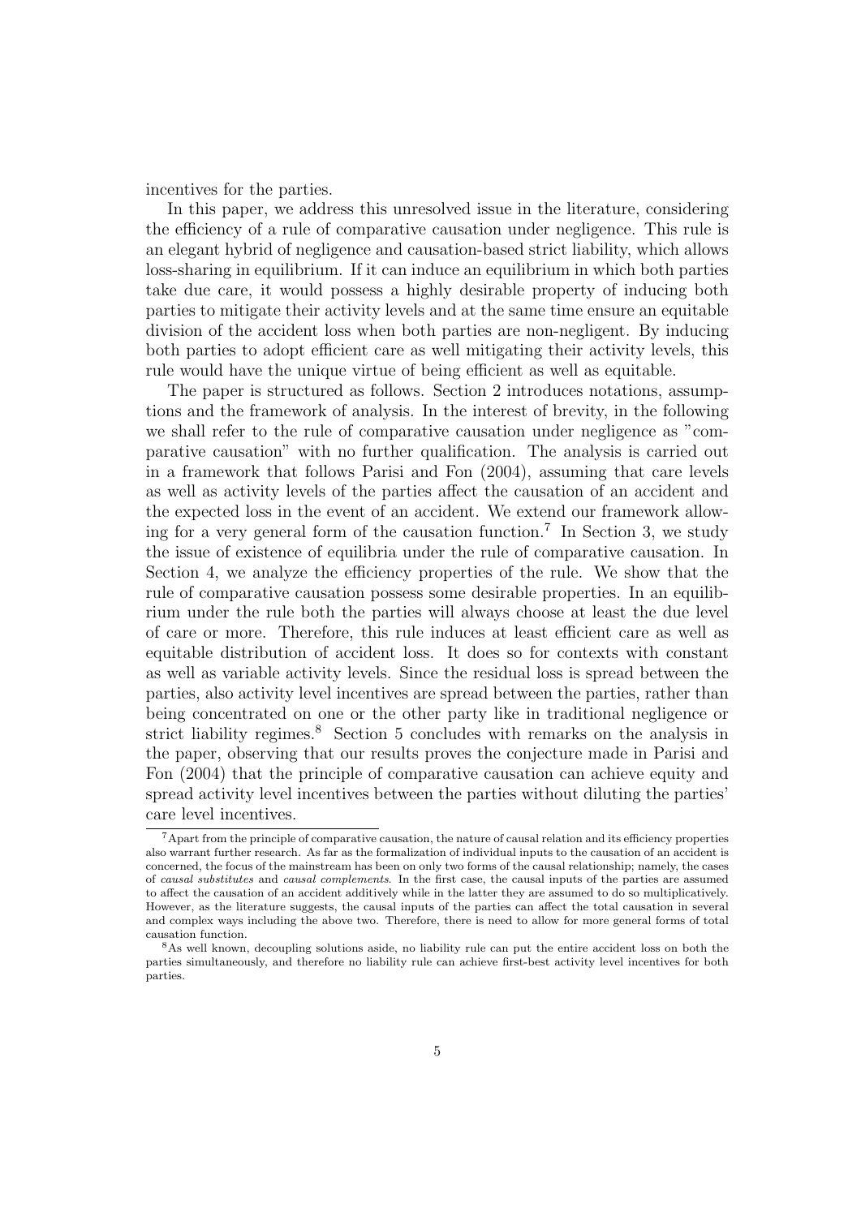incentives for the parties.

In this paper, we address this unresolved issue in the literature, considering the efficiency of a rule of comparative causation under negligence. This rule is an elegant hybrid of negligence and causation-based strict liability, which allows loss-sharing in equilibrium. If it can induce an equilibrium in which both parties take due care, it would possess a highly desirable property of inducing both parties to mitigate their activity levels and at the same time ensure an equitable division of the accident loss when both parties are non-negligent. By inducing both parties to adopt efficient care as well mitigating their activity levels, this rule would have the unique virtue of being efficient as well as equitable.

The paper is structured as follows. Section 2 introduces notations, assumptions and the framework of analysis. In the interest of brevity, in the following we shall refer to the rule of comparative causation under negligence as "comparative causation" with no further qualification. The analysis is carried out in a framework that follows Parisi and Fon (2004), assuming that care levels as well as activity levels of the parties affect the causation of an accident and the expected loss in the event of an accident. We extend our framework allowing for a very general form of the causation function.[7] In Section 3, we study the issue of existence of equilibria under the rule of comparative causation. In Section 4, we analyze the efficiency properties of the rule. We show that the rule of comparative causation possess some desirable properties. In an equilibrium under the rule both the parties will always choose at least the due level of care or more. Therefore, this rule induces at least efficient care as well as equitable distribution of accident loss. It does so for contexts with constant as well as variable activity levels. Since the residual loss is spread between the parties, also activity level incentives are spread between the parties, rather than being concentrated on one or the other party like in traditional negligence or strict liability regimes.[8] Section 5 concludes with remarks on the analysis in the paper, observing that our results proves the conjecture made in Parisi and Fon (2004) that the principle of comparative causation can achieve equity and spread activity level incentives between the parties without diluting the parties' care level incentives.

---

[7] Apart from the principle of comparative causation, the nature of causal relation and its efficiency properties also warrant further research. As far as the formalization of individual inputs to the causation of an accident is concerned, the focus of the mainstream has been on only two forms of the causal relationship; namely, the cases of *causal substitutes* and *causal complements*. In the first case, the causal inputs of the parties are assumed to affect the causation of an accident additively while in the latter they are assumed to do so multiplicatively. However, as the literature suggests, the causal inputs of the parties can affect the total causation in several and complex ways including the above two. Therefore, there is need to allow for more general forms of total causation function.

[8] As well known, decoupling solutions aside, no liability rule can put the entire accident loss on both the parties simultaneously, and therefore no liability rule can achieve first-best activity level incentives for both parties.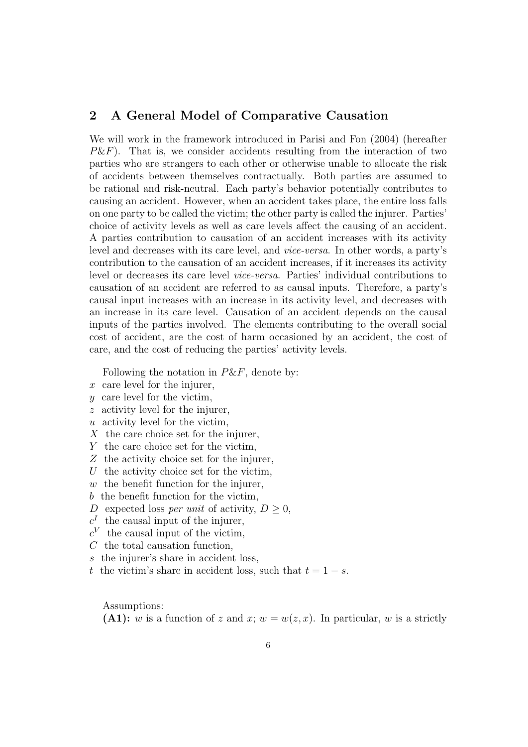## 2 A General Model of Comparative Causation

We will work in the framework introduced in Parisi and Fon (2004) (hereafter *P&F*). That is, we consider accidents resulting from the interaction of two parties who are strangers to each other or otherwise unable to allocate the risk of accidents between themselves contractually. Both parties are assumed to be rational and risk-neutral. Each party's behavior potentially contributes to causing an accident. However, when an accident takes place, the entire loss falls on one party to be called the victim; the other party is called the injurer. Parties' choice of activity levels as well as care levels affect the causing of an accident. A parties contribution to causation of an accident increases with its activity level and decreases with its care level, and *vice-versa*. In other words, a party's contribution to the causation of an accident increases, if it increases its activity level or decreases its care level *vice-versa*. Parties' individual contributions to causation of an accident are referred to as causal inputs. Therefore, a party's causal input increases with an increase in its activity level, and decreases with an increase in its care level. Causation of an accident depends on the causal inputs of the parties involved. The elements contributing to the overall social cost of accident, are the cost of harm occasioned by an accident, the cost of care, and the cost of reducing the parties' activity levels.

Following the notation in *P&F*, denote by:
$x$ care level for the injurer,
$y$ care level for the victim,
$z$ activity level for the injurer,
$u$ activity level for the victim,
$X$ the care choice set for the injurer,
$Y$ the care choice set for the victim,
$Z$ the activity choice set for the injurer,
$U$ the activity choice set for the victim,
$w$ the benefit function for the injurer,
$b$ the benefit function for the victim,
$D$ expected loss *per unit* of activity, $D \geq 0$,
$c^I$ the causal input of the injurer,
$c^V$ the causal input of the victim,
$C$ the total causation function,
$s$ the injurer's share in accident loss,
$t$ the victim's share in accident loss, such that $t = 1 - s$.

Assumptions:
**(A1):** $w$ is a function of $z$ and $x$; $w = w(z, x)$. In particular, $w$ is a strictly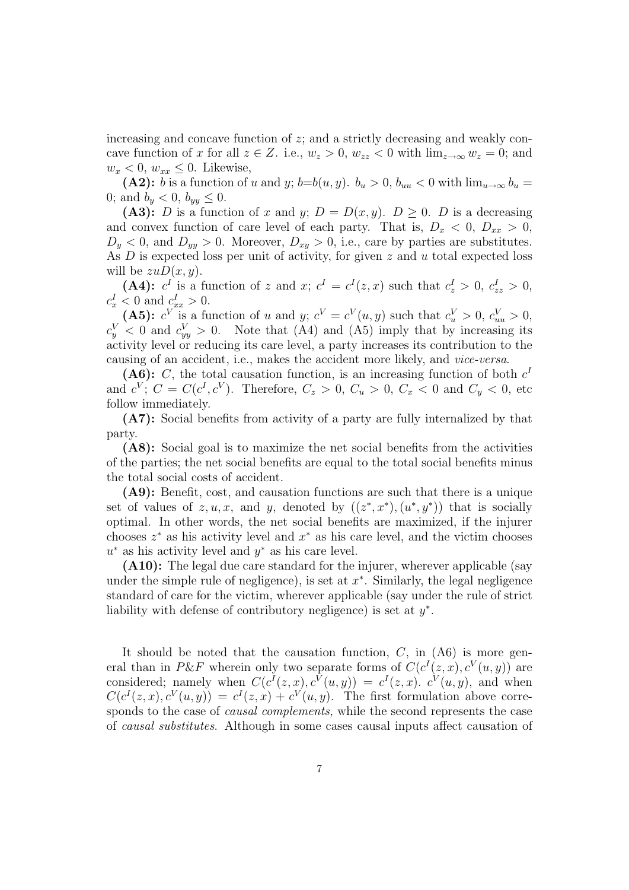increasing and concave function of $z$; and a strictly decreasing and weakly concave function of $x$ for all $z \in Z$. i.e., $w_z > 0$, $w_{zz} < 0$ with $\lim_{z\to\infty} w_z = 0$; and $w_x < 0$, $w_{xx} \leq 0$. Likewise,

**(A2):** $b$ is a function of $u$ and $y$; $b$=$b(u, y)$. $b_u > 0$, $b_{uu} < 0$ with $\lim_{u\to\infty} b_u = 0$; and $b_y < 0$, $b_{yy} \leq 0$.

**(A3):** $D$ is a function of $x$ and $y$; $D = D(x, y)$. $D \geq 0$. $D$ is a decreasing and convex function of care level of each party. That is, $D_x < 0$, $D_{xx} > 0$, $D_y < 0$, and $D_{yy} > 0$. Moreover, $D_{xy} > 0$, i.e., care by parties are substitutes. As $D$ is expected loss per unit of activity, for given $z$ and $u$ total expected loss will be $zuD(x, y)$.

**(A4):** $c^I$ is a function of $z$ and $x$; $c^I = c^I(z, x)$ such that $c^I_z > 0$, $c^I_{zz} > 0$, $c^I_x < 0$ and $c^I_{xx} > 0$.

**(A5):** $c^V$ is a function of $u$ and $y$; $c^V = c^V(u, y)$ such that $c^V_u > 0$, $c^V_{uu} > 0$, $c^V_y < 0$ and $c^V_{yy} > 0$. Note that (A4) and (A5) imply that by increasing its activity level or reducing its care level, a party increases its contribution to the causing of an accident, i.e., makes the accident more likely, and *vice-versa*.

**(A6):** $C$, the total causation function, is an increasing function of both $c^I$ and $c^V$; $C = C(c^I, c^V)$. Therefore, $C_z > 0$, $C_u > 0$, $C_x < 0$ and $C_y < 0$, etc follow immediately.

**(A7):** Social benefits from activity of a party are fully internalized by that party.

**(A8):** Social goal is to maximize the net social benefits from the activities of the parties; the net social benefits are equal to the total social benefits minus the total social costs of accident.

**(A9):** Benefit, cost, and causation functions are such that there is a unique set of values of $z, u, x$, and $y$, denoted by $((z^*, x^*), (u^*, y^*))$ that is socially optimal. In other words, the net social benefits are maximized, if the injurer chooses $z^*$ as his activity level and $x^*$ as his care level, and the victim chooses $u^*$ as his activity level and $y^*$ as his care level.

**(A10):** The legal due care standard for the injurer, wherever applicable (say under the simple rule of negligence), is set at $x^*$. Similarly, the legal negligence standard of care for the victim, wherever applicable (say under the rule of strict liability with defense of contributory negligence) is set at $y^*$.

It should be noted that the causation function, $C$, in (A6) is more general than in *P&F* wherein only two separate forms of $C(c^I(z, x), c^V(u, y))$ are considered; namely when $C(c^I(z, x), c^V(u, y)) = c^I(z, x).\ c^V(u, y)$, and when $C(c^I(z, x), c^V(u, y)) = c^I(z, x) + c^V(u, y)$. The first formulation above corresponds to the case of *causal complements,* while the second represents the case of *causal substitutes*. Although in some cases causal inputs affect causation of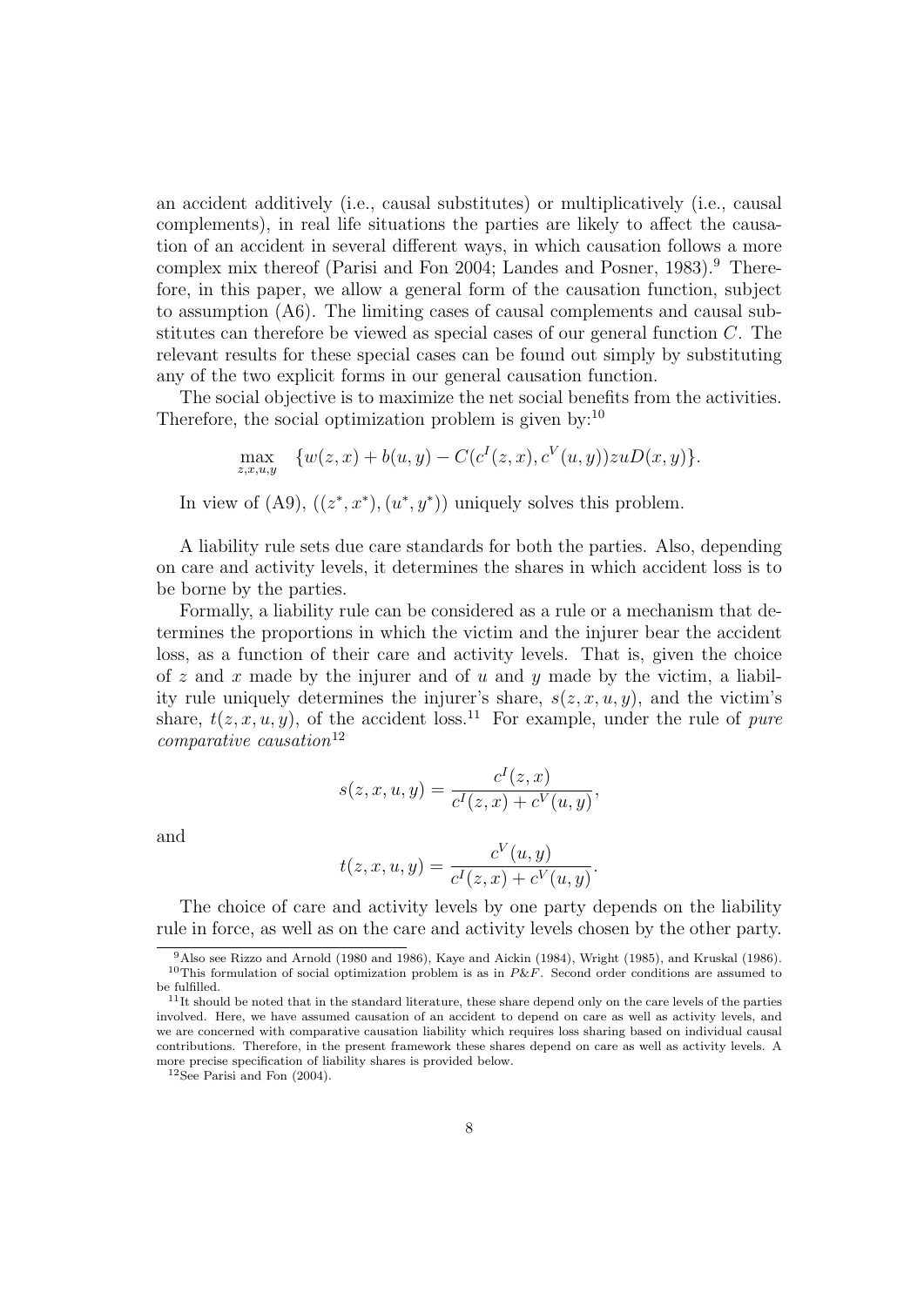an accident additively (i.e., causal substitutes) or multiplicatively (i.e., causal complements), in real life situations the parties are likely to affect the causation of an accident in several different ways, in which causation follows a more complex mix thereof (Parisi and Fon 2004; Landes and Posner, 1983).[9] Therefore, in this paper, we allow a general form of the causation function, subject to assumption (A6). The limiting cases of causal complements and causal substitutes can therefore be viewed as special cases of our general function $C$. The relevant results for these special cases can be found out simply by substituting any of the two explicit forms in our general causation function.

The social objective is to maximize the net social benefits from the activities. Therefore, the social optimization problem is given by:[10]

$$\max_{z,x,u,y} \quad \{w(z,x) + b(u,y) - C(c^I(z,x), c^V(u,y))zuD(x,y)\}.$$

In view of (A9), $((z^*, x^*), (u^*, y^*))$ uniquely solves this problem.

A liability rule sets due care standards for both the parties. Also, depending on care and activity levels, it determines the shares in which accident loss is to be borne by the parties.

Formally, a liability rule can be considered as a rule or a mechanism that determines the proportions in which the victim and the injurer bear the accident loss, as a function of their care and activity levels. That is, given the choice of $z$ and $x$ made by the injurer and of $u$ and $y$ made by the victim, a liability rule uniquely determines the injurer's share, $s(z, x, u, y)$, and the victim's share, $t(z, x, u, y)$, of the accident loss.[11] For example, under the rule of *pure comparative causation*[12]

$$s(z, x, u, y) = \frac{c^I(z, x)}{c^I(z, x) + c^V(u, y)},$$

and

$$t(z, x, u, y) = \frac{c^V(u, y)}{c^I(z, x) + c^V(u, y)}.$$

The choice of care and activity levels by one party depends on the liability rule in force, as well as on the care and activity levels chosen by the other party.

[9] Also see Rizzo and Arnold (1980 and 1986), Kaye and Aickin (1984), Wright (1985), and Kruskal (1986).

[10] This formulation of social optimization problem is as in *P&F*. Second order conditions are assumed to be fulfilled.

[11] It should be noted that in the standard literature, these share depend only on the care levels of the parties involved. Here, we have assumed causation of an accident to depend on care as well as activity levels, and we are concerned with comparative causation liability which requires loss sharing based on individual causal contributions. Therefore, in the present framework these shares depend on care as well as activity levels. A more precise specification of liability shares is provided below.

[12] See Parisi and Fon (2004).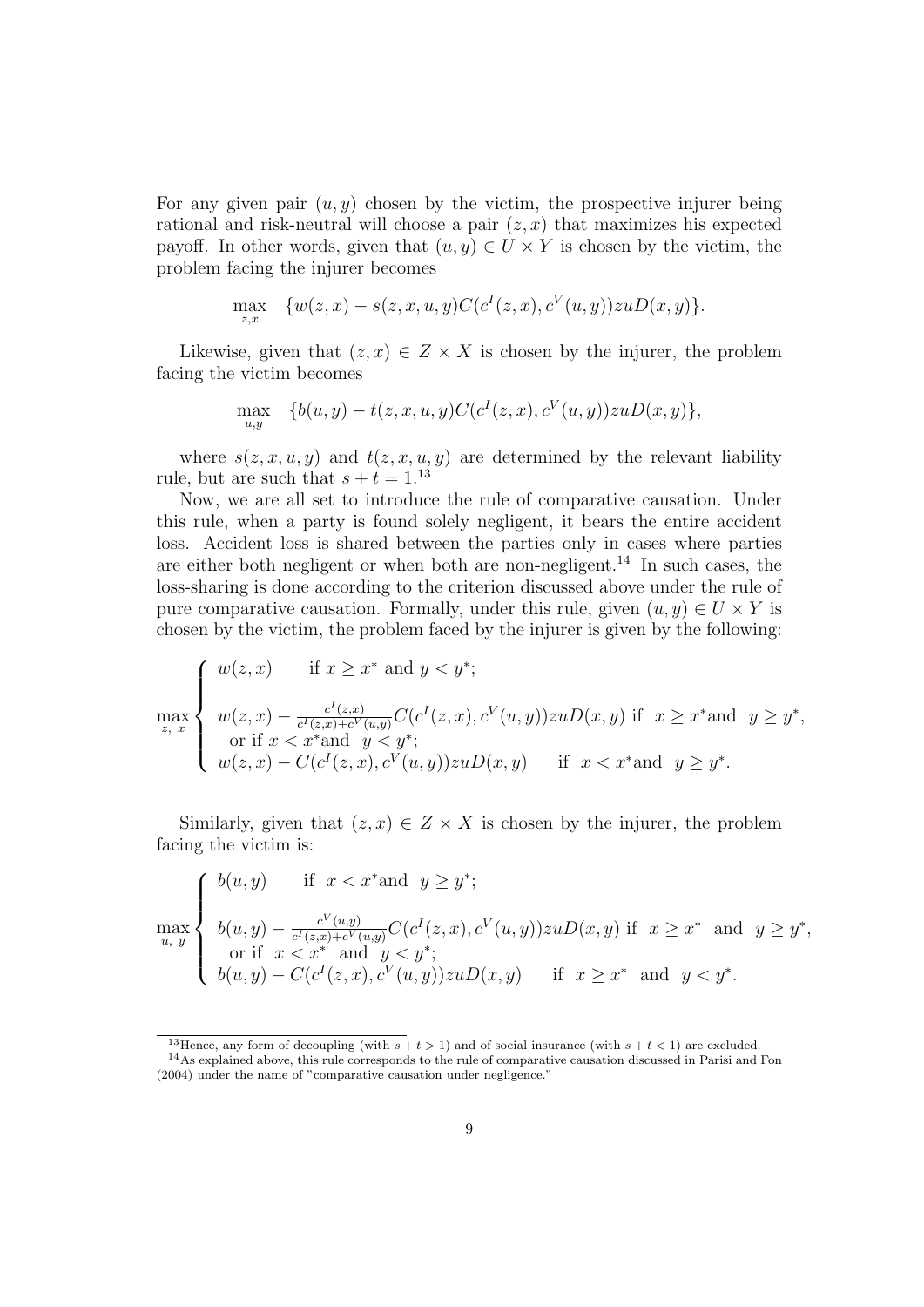For any given pair $(u, y)$ chosen by the victim, the prospective injurer being rational and risk-neutral will choose a pair $(z, x)$ that maximizes his expected payoff. In other words, given that $(u, y) \in U \times Y$ is chosen by the victim, the problem facing the injurer becomes

$$\max_{z,x} \quad \{w(z,x) - s(z,x,u,y)C(c^I(z,x), c^V(u,y))zuD(x,y)\}.$$

Likewise, given that $(z, x) \in Z \times X$ is chosen by the injurer, the problem facing the victim becomes

$$\max_{u,y} \quad \{b(u,y) - t(z,x,u,y)C(c^I(z,x), c^V(u,y))zuD(x,y)\},$$

where $s(z, x, u, y)$ and $t(z, x, u, y)$ are determined by the relevant liability rule, but are such that $s + t = 1$.[13]

Now, we are all set to introduce the rule of comparative causation. Under this rule, when a party is found solely negligent, it bears the entire accident loss. Accident loss is shared between the parties only in cases where parties are either both negligent or when both are non-negligent.[14] In such cases, the loss-sharing is done according to the criterion discussed above under the rule of pure comparative causation. Formally, under this rule, given $(u, y) \in U \times Y$ is chosen by the victim, the problem faced by the injurer is given by the following:

$$\max_{z,\ x} \begin{cases} w(z,x) \quad\quad \text{if } x \geq x^* \text{ and } y < y^*; \\ \\ w(z,x) - \frac{c^I(z,x)}{c^I(z,x)+c^V(u,y)}C(c^I(z,x), c^V(u,y))zuD(x,y) \text{ if } \ x \geq x^* \text{and } \ y \geq y^*, \\ \quad \text{or if } x < x^* \text{and } \ y < y^*; \\ w(z,x) - C(c^I(z,x), c^V(u,y))zuD(x,y) \quad\quad \text{if } \ x < x^* \text{and } \ y \geq y^*. \end{cases}$$

Similarly, given that $(z, x) \in Z \times X$ is chosen by the injurer, the problem facing the victim is:

$$\max_{u,\ y} \begin{cases} b(u,y) \quad\quad \text{if } \ x < x^* \text{and } \ y \geq y^*; \\ \\ b(u,y) - \frac{c^V(u,y)}{c^I(z,x)+c^V(u,y)}C(c^I(z,x), c^V(u,y))zuD(x,y) \text{ if } \ x \geq x^* \ \text{ and } \ y \geq y^*, \\ \quad \text{or if } \ x < x^* \ \text{ and } \ y < y^*; \\ b(u,y) - C(c^I(z,x), c^V(u,y))zuD(x,y) \quad\quad \text{if } \ x \geq x^* \ \text{ and } \ y < y^*. \end{cases}$$

[13] Hence, any form of decoupling (with $s + t > 1$) and of social insurance (with $s + t < 1$) are excluded.

[14] As explained above, this rule corresponds to the rule of comparative causation discussed in Parisi and Fon (2004) under the name of "comparative causation under negligence."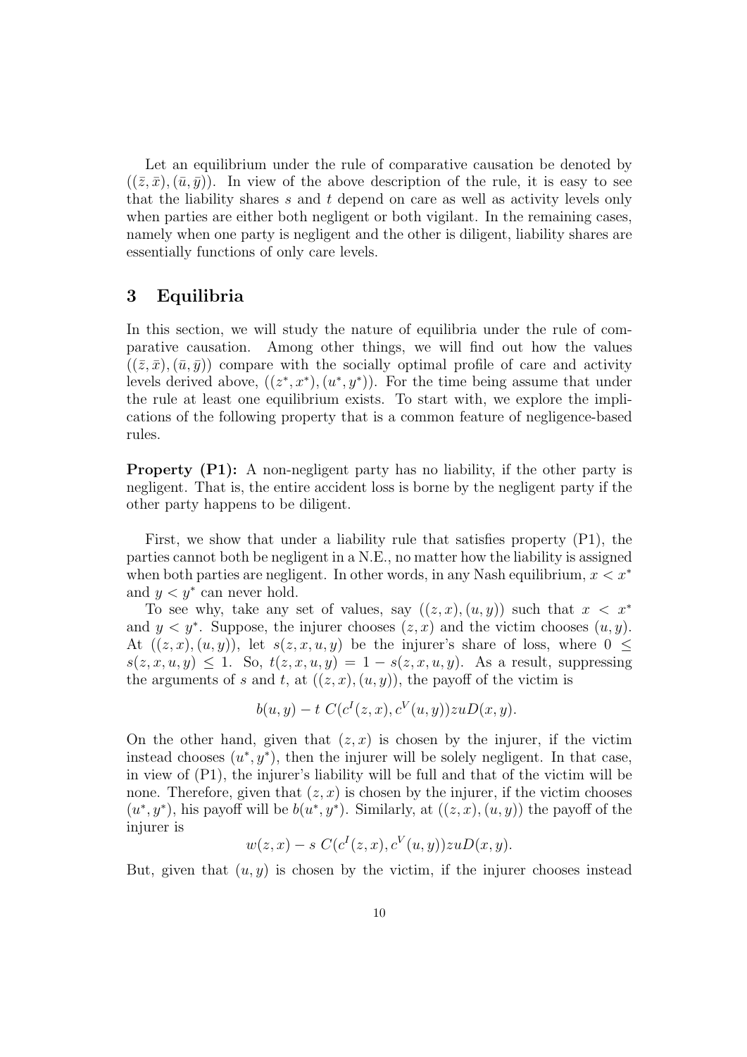Let an equilibrium under the rule of comparative causation be denoted by $((\bar{z}, \bar{x}), (\bar{u}, \bar{y}))$. In view of the above description of the rule, it is easy to see that the liability shares $s$ and $t$ depend on care as well as activity levels only when parties are either both negligent or both vigilant. In the remaining cases, namely when one party is negligent and the other is diligent, liability shares are essentially functions of only care levels.

## 3 Equilibria

In this section, we will study the nature of equilibria under the rule of comparative causation. Among other things, we will find out how the values $((\bar{z}, \bar{x}), (\bar{u}, \bar{y}))$ compare with the socially optimal profile of care and activity levels derived above, $((z^*, x^*), (u^*, y^*))$. For the time being assume that under the rule at least one equilibrium exists. To start with, we explore the implications of the following property that is a common feature of negligence-based rules.

**Property (P1):** A non-negligent party has no liability, if the other party is negligent. That is, the entire accident loss is borne by the negligent party if the other party happens to be diligent.

First, we show that under a liability rule that satisfies property (P1), the parties cannot both be negligent in a N.E., no matter how the liability is assigned when both parties are negligent. In other words, in any Nash equilibrium, $x < x^*$ and $y < y^*$ can never hold.

To see why, take any set of values, say $((z, x), (u, y))$ such that $x < x^*$ and $y < y^*$. Suppose, the injurer chooses $(z, x)$ and the victim chooses $(u, y)$. At $((z, x), (u, y))$, let $s(z, x, u, y)$ be the injurer's share of loss, where $0 \leq s(z, x, u, y) \leq 1$. So, $t(z, x, u, y) = 1 - s(z, x, u, y)$. As a result, suppressing the arguments of $s$ and $t$, at $((z, x), (u, y))$, the payoff of the victim is

$$b(u, y) - t\ C(c^I(z, x), c^V(u, y))zuD(x, y).$$

On the other hand, given that $(z, x)$ is chosen by the injurer, if the victim instead chooses $(u^*, y^*)$, then the injurer will be solely negligent. In that case, in view of (P1), the injurer's liability will be full and that of the victim will be none. Therefore, given that $(z, x)$ is chosen by the injurer, if the victim chooses $(u^*, y^*)$, his payoff will be $b(u^*, y^*)$. Similarly, at $((z, x), (u, y))$ the payoff of the injurer is

$$w(z, x) - s\ C(c^I(z, x), c^V(u, y))zuD(x, y).$$

But, given that $(u, y)$ is chosen by the victim, if the injurer chooses instead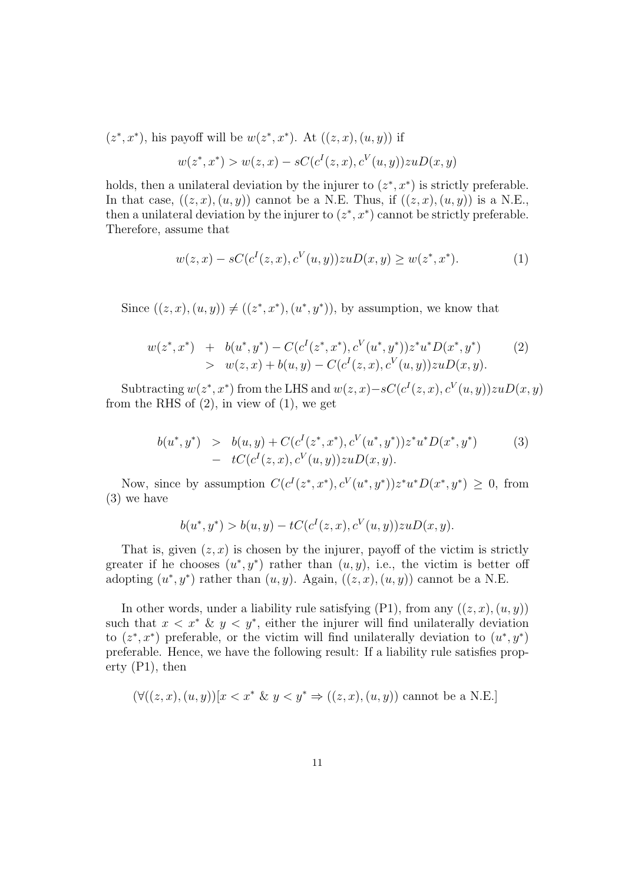$(z^*, x^*)$, his payoff will be $w(z^*, x^*)$. At $((z, x), (u, y))$ if

$$w(z^*, x^*) > w(z, x) - sC(c^I(z, x), c^V(u, y))zuD(x, y)$$

holds, then a unilateral deviation by the injurer to $(z^*, x^*)$ is strictly preferable. In that case, $((z, x), (u, y))$ cannot be a N.E. Thus, if $((z, x), (u, y))$ is a N.E., then a unilateral deviation by the injurer to $(z^*, x^*)$ cannot be strictly preferable. Therefore, assume that

$$w(z, x) - sC(c^I(z, x), c^V(u, y))zuD(x, y) \geq w(z^*, x^*). \tag{1}$$

Since $((z, x), (u, y)) \neq ((z^*, x^*), (u^*, y^*))$, by assumption, we know that

$$\begin{aligned} w(z^*, x^*) \;&+\; b(u^*, y^*) - C(c^I(z^*, x^*), c^V(u^*, y^*))z^*u^*D(x^*, y^*) \\ &> \; w(z, x) + b(u, y) - C(c^I(z, x), c^V(u, y))zuD(x, y). \end{aligned} \tag{2}$$

Subtracting $w(z^*, x^*)$ from the LHS and $w(z, x) - sC(c^I(z, x), c^V(u, y))zuD(x, y)$ from the RHS of (2), in view of (1), we get

$$\begin{aligned} b(u^*, y^*) \;&>\; b(u, y) + C(c^I(z^*, x^*), c^V(u^*, y^*))z^*u^*D(x^*, y^*) \\ &-\; tC(c^I(z, x), c^V(u, y))zuD(x, y). \end{aligned} \tag{3}$$

Now, since by assumption $C(c^I(z^*, x^*), c^V(u^*, y^*))z^*u^*D(x^*, y^*) \geq 0$, from (3) we have

$$b(u^*, y^*) > b(u, y) - tC(c^I(z, x), c^V(u, y))zuD(x, y).$$

That is, given $(z, x)$ is chosen by the injurer, payoff of the victim is strictly greater if he chooses $(u^*, y^*)$ rather than $(u, y)$, i.e., the victim is better off adopting $(u^*, y^*)$ rather than $(u, y)$. Again, $((z, x), (u, y))$ cannot be a N.E.

In other words, under a liability rule satisfying (P1), from any $((z, x), (u, y))$ such that $x < x^*$ & $y < y^*$, either the injurer will find unilaterally deviation to $(z^*, x^*)$ preferable, or the victim will find unilaterally deviation to $(u^*, y^*)$ preferable. Hence, we have the following result: If a liability rule satisfies property (P1), then

$$(\forall((z, x), (u, y))[x < x^* \;\&\; y < y^* \Rightarrow ((z, x), (u, y)) \text{ cannot be a N.E.}]$$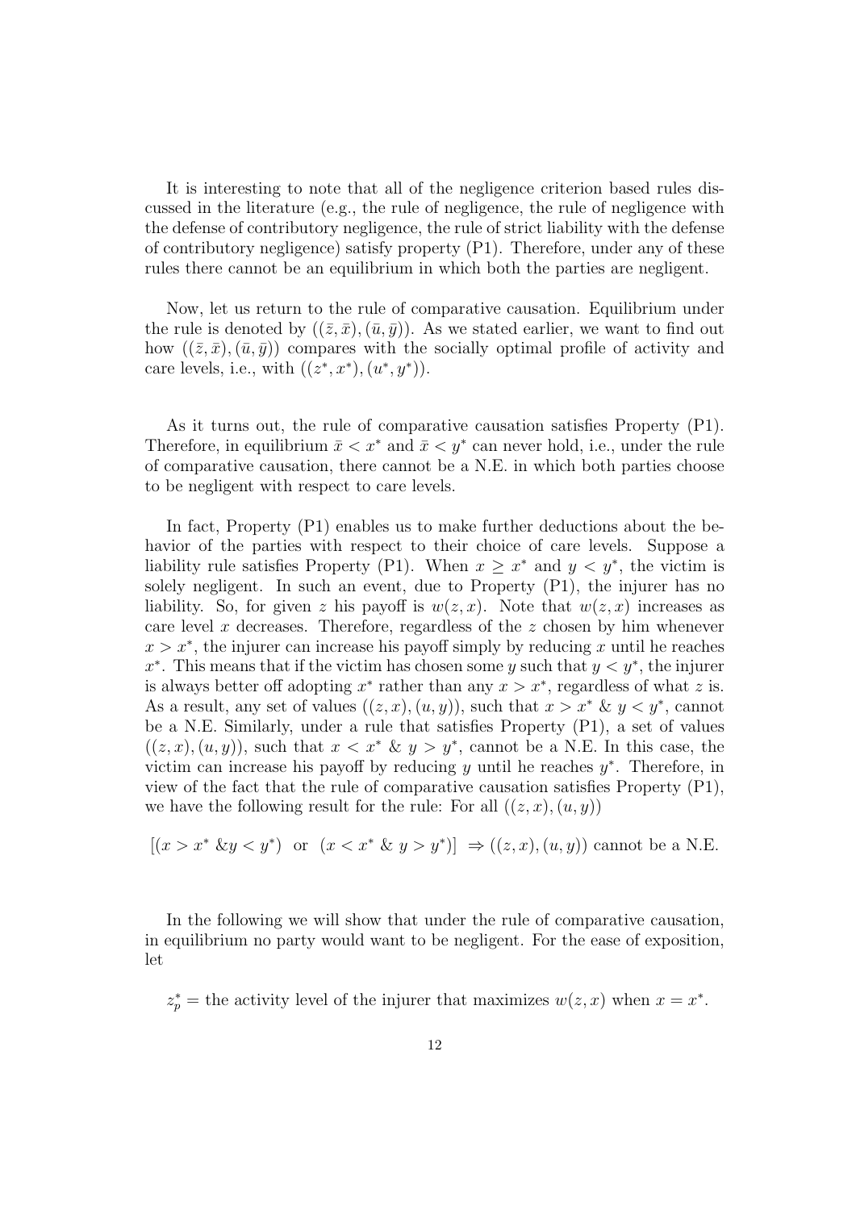It is interesting to note that all of the negligence criterion based rules discussed in the literature (e.g., the rule of negligence, the rule of negligence with the defense of contributory negligence, the rule of strict liability with the defense of contributory negligence) satisfy property (P1). Therefore, under any of these rules there cannot be an equilibrium in which both the parties are negligent.

Now, let us return to the rule of comparative causation. Equilibrium under the rule is denoted by $((\bar{z}, \bar{x}), (\bar{u}, \bar{y}))$. As we stated earlier, we want to find out how $((\bar{z}, \bar{x}), (\bar{u}, \bar{y}))$ compares with the socially optimal profile of activity and care levels, i.e., with $((z^*, x^*), (u^*, y^*))$.

As it turns out, the rule of comparative causation satisfies Property (P1). Therefore, in equilibrium $\bar{x} < x^*$ and $\bar{x} < y^*$ can never hold, i.e., under the rule of comparative causation, there cannot be a N.E. in which both parties choose to be negligent with respect to care levels.

In fact, Property (P1) enables us to make further deductions about the behavior of the parties with respect to their choice of care levels. Suppose a liability rule satisfies Property (P1). When $x \geq x^*$ and $y < y^*$, the victim is solely negligent. In such an event, due to Property (P1), the injurer has no liability. So, for given $z$ his payoff is $w(z, x)$. Note that $w(z, x)$ increases as care level $x$ decreases. Therefore, regardless of the $z$ chosen by him whenever $x > x^*$, the injurer can increase his payoff simply by reducing $x$ until he reaches $x^*$. This means that if the victim has chosen some $y$ such that $y < y^*$, the injurer is always better off adopting $x^*$ rather than any $x > x^*$, regardless of what $z$ is. As a result, any set of values $((z, x), (u, y))$, such that $x > x^*$ & $y < y^*$, cannot be a N.E. Similarly, under a rule that satisfies Property (P1), a set of values $((z, x), (u, y))$, such that $x < x^*$ & $y > y^*$, cannot be a N.E. In this case, the victim can increase his payoff by reducing $y$ until he reaches $y^*$. Therefore, in view of the fact that the rule of comparative causation satisfies Property (P1), we have the following result for the rule: For all $((z, x), (u, y))$

$$[(x > x^* \,\&\, y < y^*) \text{ or } (x < x^* \,\&\, y > y^*)] \Rightarrow ((z, x), (u, y)) \text{ cannot be a N.E.}$$

In the following we will show that under the rule of comparative causation, in equilibrium no party would want to be negligent. For the ease of exposition, let

$z_p^* =$ the activity level of the injurer that maximizes $w(z, x)$ when $x = x^*$.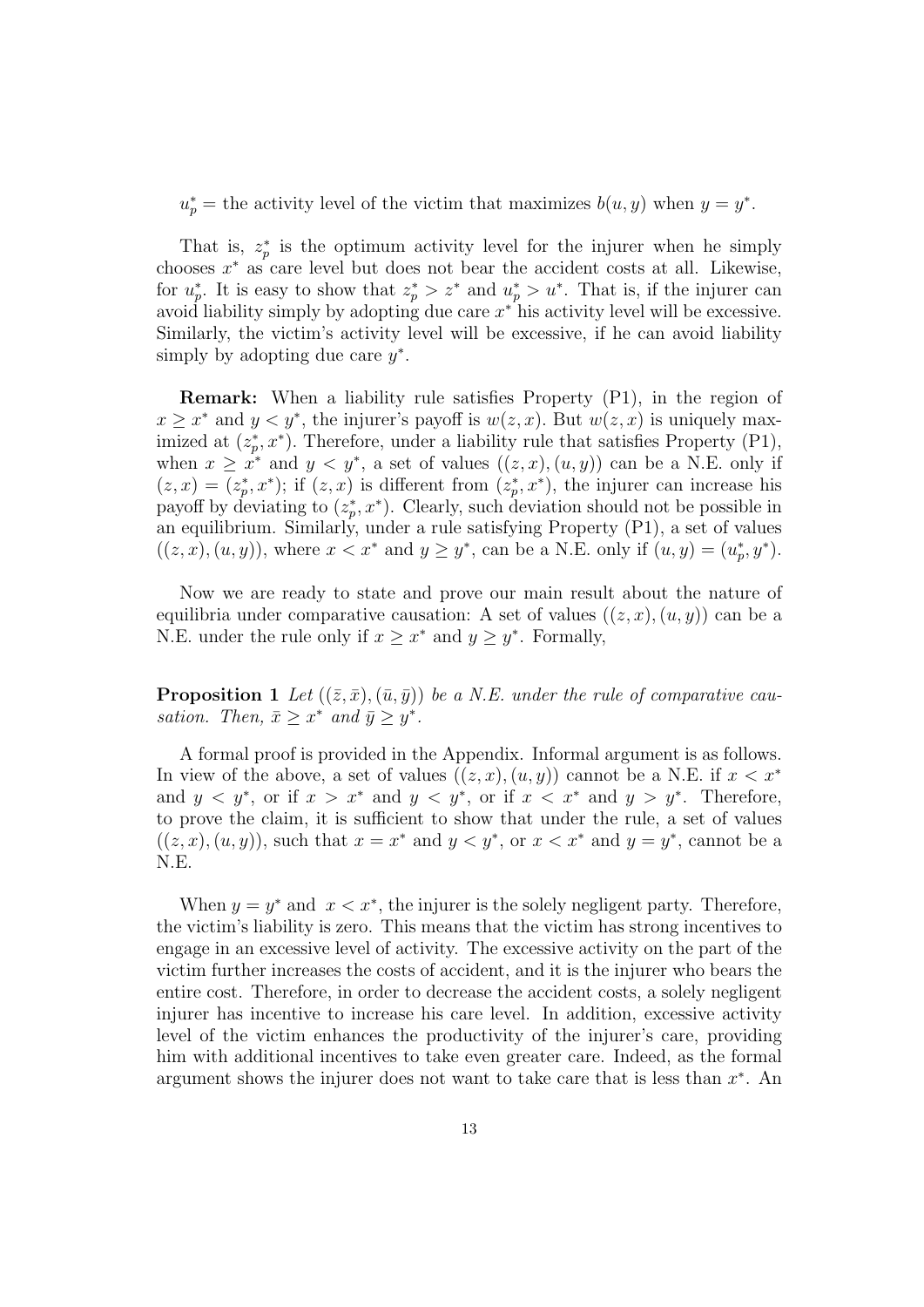$u_p^*$ = the activity level of the victim that maximizes $b(u, y)$ when $y = y^*$.

That is, $z_p^*$ is the optimum activity level for the injurer when he simply chooses $x^*$ as care level but does not bear the accident costs at all. Likewise, for $u_p^*$. It is easy to show that $z_p^* > z^*$ and $u_p^* > u^*$. That is, if the injurer can avoid liability simply by adopting due care $x^*$ his activity level will be excessive. Similarly, the victim's activity level will be excessive, if he can avoid liability simply by adopting due care $y^*$.

**Remark:** When a liability rule satisfies Property (P1), in the region of $x \geq x^*$ and $y < y^*$, the injurer's payoff is $w(z, x)$. But $w(z, x)$ is uniquely maximized at $(z_p^*, x^*)$. Therefore, under a liability rule that satisfies Property (P1), when $x \geq x^*$ and $y < y^*$, a set of values $((z, x), (u, y))$ can be a N.E. only if $(z, x) = (z_p^*, x^*)$; if $(z, x)$ is different from $(z_p^*, x^*)$, the injurer can increase his payoff by deviating to $(z_p^*, x^*)$. Clearly, such deviation should not be possible in an equilibrium. Similarly, under a rule satisfying Property (P1), a set of values $((z, x), (u, y))$, where $x < x^*$ and $y \geq y^*$, can be a N.E. only if $(u, y) = (u_p^*, y^*)$.

Now we are ready to state and prove our main result about the nature of equilibria under comparative causation: A set of values $((z, x), (u, y))$ can be a N.E. under the rule only if $x \geq x^*$ and $y \geq y^*$. Formally,

**Proposition 1** *Let $((\bar{z}, \bar{x}), (\bar{u}, \bar{y}))$ be a N.E. under the rule of comparative causation. Then, $\bar{x} \geq x^*$ and $\bar{y} \geq y^*$.*

A formal proof is provided in the Appendix. Informal argument is as follows. In view of the above, a set of values $((z, x), (u, y))$ cannot be a N.E. if $x < x^*$ and $y < y^*$, or if $x > x^*$ and $y < y^*$, or if $x < x^*$ and $y > y^*$. Therefore, to prove the claim, it is sufficient to show that under the rule, a set of values $((z, x), (u, y))$, such that $x = x^*$ and $y < y^*$, or $x < x^*$ and $y = y^*$, cannot be a N.E.

When $y = y^*$ and $x < x^*$, the injurer is the solely negligent party. Therefore, the victim's liability is zero. This means that the victim has strong incentives to engage in an excessive level of activity. The excessive activity on the part of the victim further increases the costs of accident, and it is the injurer who bears the entire cost. Therefore, in order to decrease the accident costs, a solely negligent injurer has incentive to increase his care level. In addition, excessive activity level of the victim enhances the productivity of the injurer's care, providing him with additional incentives to take even greater care. Indeed, as the formal argument shows the injurer does not want to take care that is less than $x^*$. An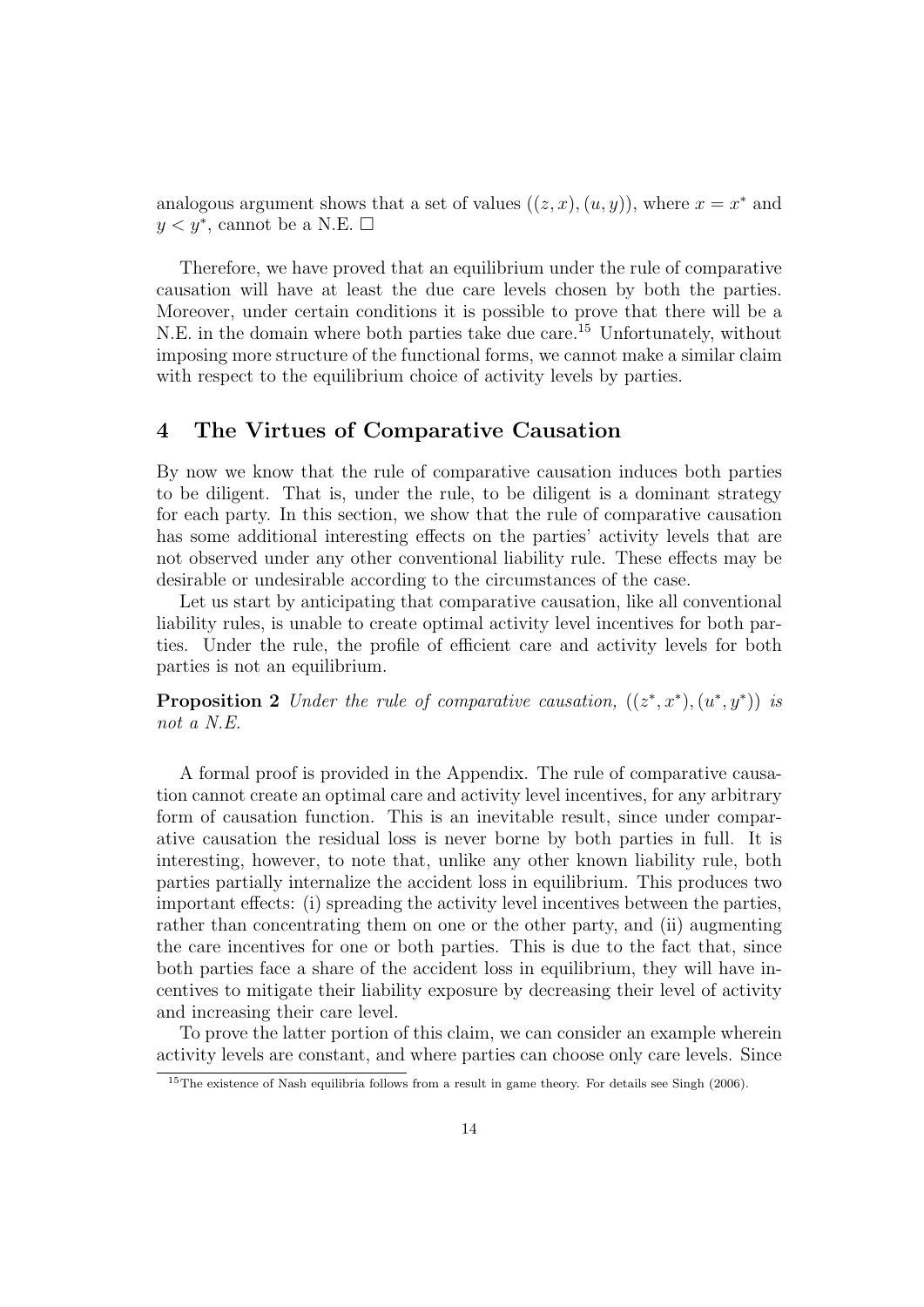analogous argument shows that a set of values $((z, x), (u, y))$, where $x = x^*$ and $y < y^*$, cannot be a N.E. □

Therefore, we have proved that an equilibrium under the rule of comparative causation will have at least the due care levels chosen by both the parties. Moreover, under certain conditions it is possible to prove that there will be a N.E. in the domain where both parties take due care.[15] Unfortunately, without imposing more structure of the functional forms, we cannot make a similar claim with respect to the equilibrium choice of activity levels by parties.

## 4 The Virtues of Comparative Causation

By now we know that the rule of comparative causation induces both parties to be diligent. That is, under the rule, to be diligent is a dominant strategy for each party. In this section, we show that the rule of comparative causation has some additional interesting effects on the parties' activity levels that are not observed under any other conventional liability rule. These effects may be desirable or undesirable according to the circumstances of the case.

Let us start by anticipating that comparative causation, like all conventional liability rules, is unable to create optimal activity level incentives for both parties. Under the rule, the profile of efficient care and activity levels for both parties is not an equilibrium.

**Proposition 2** *Under the rule of comparative causation,* $((z^*, x^*), (u^*, y^*))$ *is not a N.E.*

A formal proof is provided in the Appendix. The rule of comparative causation cannot create an optimal care and activity level incentives, for any arbitrary form of causation function. This is an inevitable result, since under comparative causation the residual loss is never borne by both parties in full. It is interesting, however, to note that, unlike any other known liability rule, both parties partially internalize the accident loss in equilibrium. This produces two important effects: (i) spreading the activity level incentives between the parties, rather than concentrating them on one or the other party, and (ii) augmenting the care incentives for one or both parties. This is due to the fact that, since both parties face a share of the accident loss in equilibrium, they will have incentives to mitigate their liability exposure by decreasing their level of activity and increasing their care level.

To prove the latter portion of this claim, we can consider an example wherein activity levels are constant, and where parties can choose only care levels. Since

[15] The existence of Nash equilibria follows from a result in game theory. For details see Singh (2006).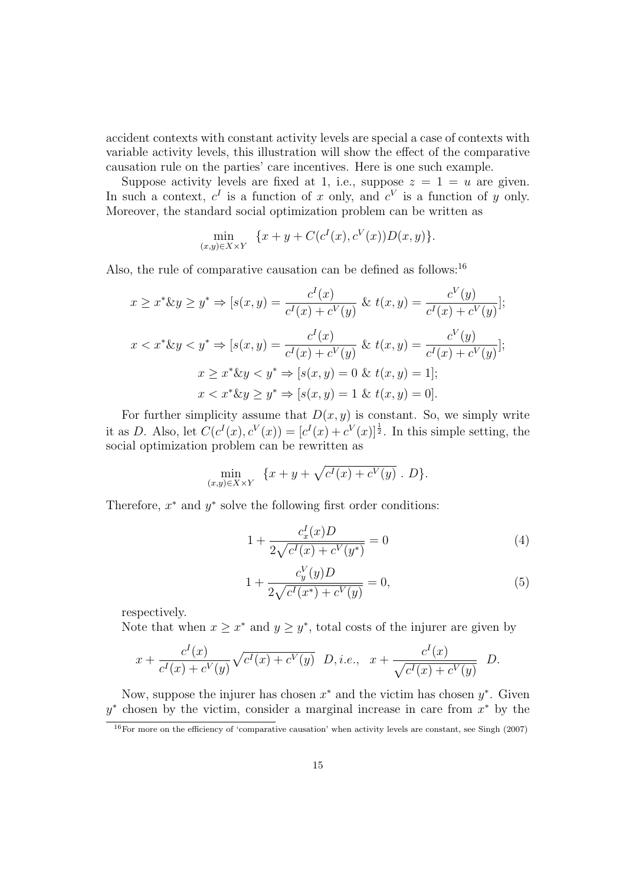accident contexts with constant activity levels are special a case of contexts with variable activity levels, this illustration will show the effect of the comparative causation rule on the parties' care incentives. Here is one such example.

Suppose activity levels are fixed at 1, i.e., suppose $z = 1 = u$ are given. In such a context, $c^I$ is a function of $x$ only, and $c^V$ is a function of $y$ only. Moreover, the standard social optimization problem can be written as

$$\min_{(x,y)\in X\times Y} \ \{x + y + C(c^I(x), c^V(x))D(x,y)\}.$$

Also, the rule of comparative causation can be defined as follows:[16]

$$x \geq x^* \& y \geq y^* \Rightarrow [s(x,y) = \frac{c^I(x)}{c^I(x) + c^V(y)} \ \& \ t(x,y) = \frac{c^V(y)}{c^I(x) + c^V(y)}];$$

$$x < x^* \& y < y^* \Rightarrow [s(x,y) = \frac{c^I(x)}{c^I(x) + c^V(y)} \ \& \ t(x,y) = \frac{c^V(y)}{c^I(x) + c^V(y)}];$$

$$x \geq x^* \& y < y^* \Rightarrow [s(x,y) = 0 \ \& \ t(x,y) = 1];$$

$$x < x^* \& y \geq y^* \Rightarrow [s(x,y) = 1 \ \& \ t(x,y) = 0].$$

For further simplicity assume that $D(x,y)$ is constant. So, we simply write it as $D$. Also, let $C(c^I(x), c^V(x)) = [c^I(x) + c^V(x)]^{\frac{1}{2}}$. In this simple setting, the social optimization problem can be rewritten as

$$\min_{(x,y)\in X\times Y} \ \{x + y + \sqrt{c^I(x) + c^V(y)} \ . \ D\}.$$

Therefore, $x^*$ and $y^*$ solve the following first order conditions:

$$1 + \frac{c^I_x(x)D}{2\sqrt{c^I(x) + c^V(y^*)}} = 0 \tag{4}$$

$$1 + \frac{c^V_y(y)D}{2\sqrt{c^I(x^*) + c^V(y)}} = 0, \tag{5}$$

respectively.

Note that when $x \geq x^*$ and $y \geq y^*$, total costs of the injurer are given by

$$x + \frac{c^I(x)}{c^I(x) + c^V(y)}\sqrt{c^I(x) + c^V(y)} \ \ D, i.e., \ \ x + \frac{c^I(x)}{\sqrt{c^I(x) + c^V(y)}} \ \ D.$$

Now, suppose the injurer has chosen $x^*$ and the victim has chosen $y^*$. Given $y^*$ chosen by the victim, consider a marginal increase in care from $x^*$ by the

[16] For more on the efficiency of 'comparative causation' when activity levels are constant, see Singh (2007)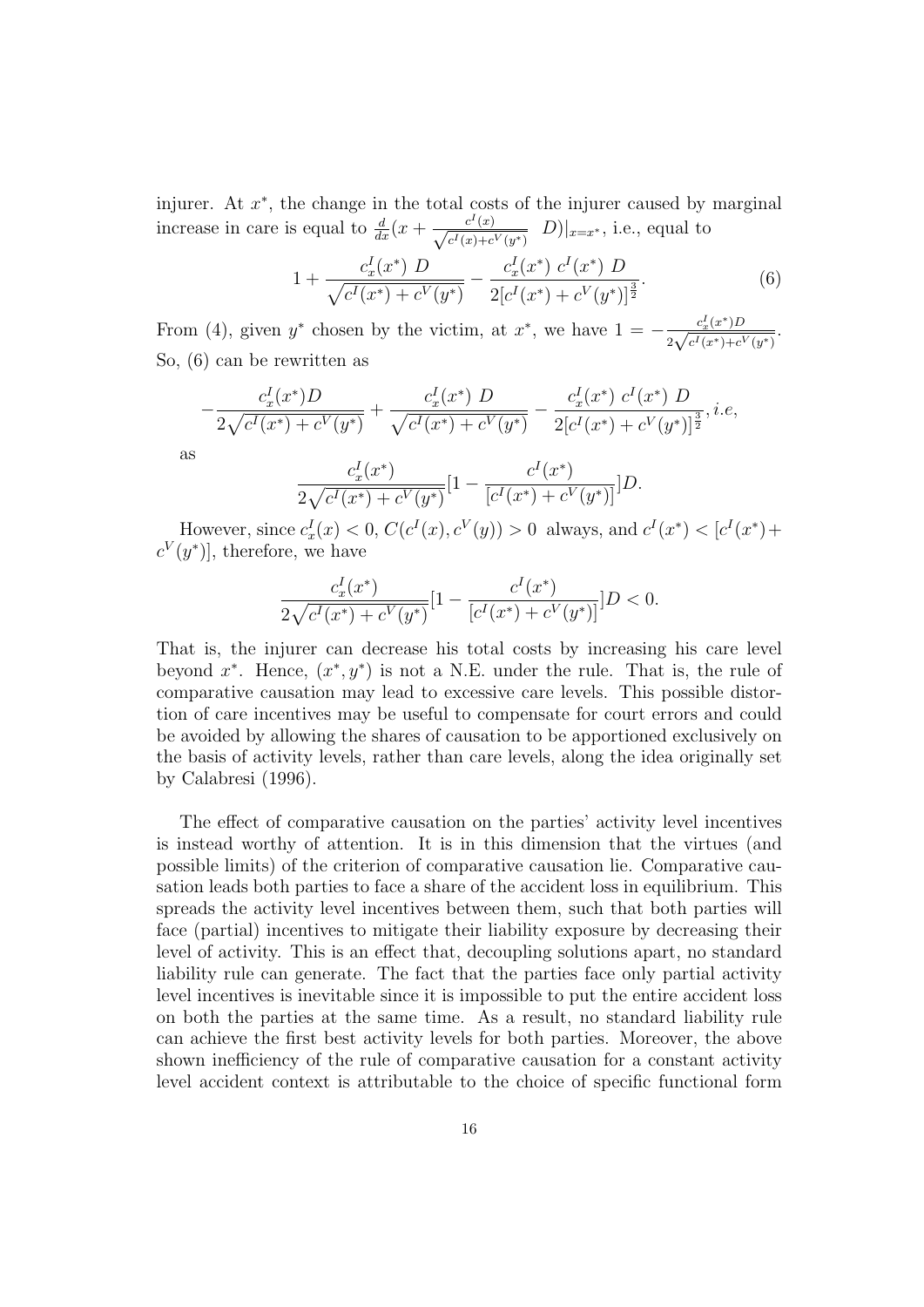injurer. At $x^*$, the change in the total costs of the injurer caused by marginal increase in care is equal to $\frac{d}{dx}(x + \frac{c^I(x)}{\sqrt{c^I(x)+c^V(y^*)}} \; D)|_{x=x^*}$, i.e., equal to

$$1 + \frac{c_x^I(x^*) \; D}{\sqrt{c^I(x^*) + c^V(y^*)}} - \frac{c_x^I(x^*) \; c^I(x^*) \; D}{2[c^I(x^*) + c^V(y^*)]^{\frac{3}{2}}}. \tag{6}$$

From (4), given $y^*$ chosen by the victim, at $x^*$, we have $1 = -\frac{c_x^I(x^*)D}{2\sqrt{c^I(x^*)+c^V(y^*)}}$. So, (6) can be rewritten as

$$-\frac{c_x^I(x^*)D}{2\sqrt{c^I(x^*) + c^V(y^*)}} + \frac{c_x^I(x^*) \; D}{\sqrt{c^I(x^*) + c^V(y^*)}} - \frac{c_x^I(x^*) \; c^I(x^*) \; D}{2[c^I(x^*) + c^V(y^*)]^{\frac{3}{2}}}, i.e,$$

as

$$\frac{c_x^I(x^*)}{2\sqrt{c^I(x^*) + c^V(y^*)}}[1 - \frac{c^I(x^*)}{[c^I(x^*) + c^V(y^*)]}]D.$$

However, since $c_x^I(x) < 0$, $C(c^I(x), c^V(y)) > 0$ always, and $c^I(x^*) < [c^I(x^*) + c^V(y^*)]$, therefore, we have

$$\frac{c_x^I(x^*)}{2\sqrt{c^I(x^*) + c^V(y^*)}}[1 - \frac{c^I(x^*)}{[c^I(x^*) + c^V(y^*)]}]D < 0.$$

That is, the injurer can decrease his total costs by increasing his care level beyond $x^*$. Hence, $(x^*, y^*)$ is not a N.E. under the rule. That is, the rule of comparative causation may lead to excessive care levels. This possible distortion of care incentives may be useful to compensate for court errors and could be avoided by allowing the shares of causation to be apportioned exclusively on the basis of activity levels, rather than care levels, along the idea originally set by Calabresi (1996).

The effect of comparative causation on the parties' activity level incentives is instead worthy of attention. It is in this dimension that the virtues (and possible limits) of the criterion of comparative causation lie. Comparative causation leads both parties to face a share of the accident loss in equilibrium. This spreads the activity level incentives between them, such that both parties will face (partial) incentives to mitigate their liability exposure by decreasing their level of activity. This is an effect that, decoupling solutions apart, no standard liability rule can generate. The fact that the parties face only partial activity level incentives is inevitable since it is impossible to put the entire accident loss on both the parties at the same time. As a result, no standard liability rule can achieve the first best activity levels for both parties. Moreover, the above shown inefficiency of the rule of comparative causation for a constant activity level accident context is attributable to the choice of specific functional form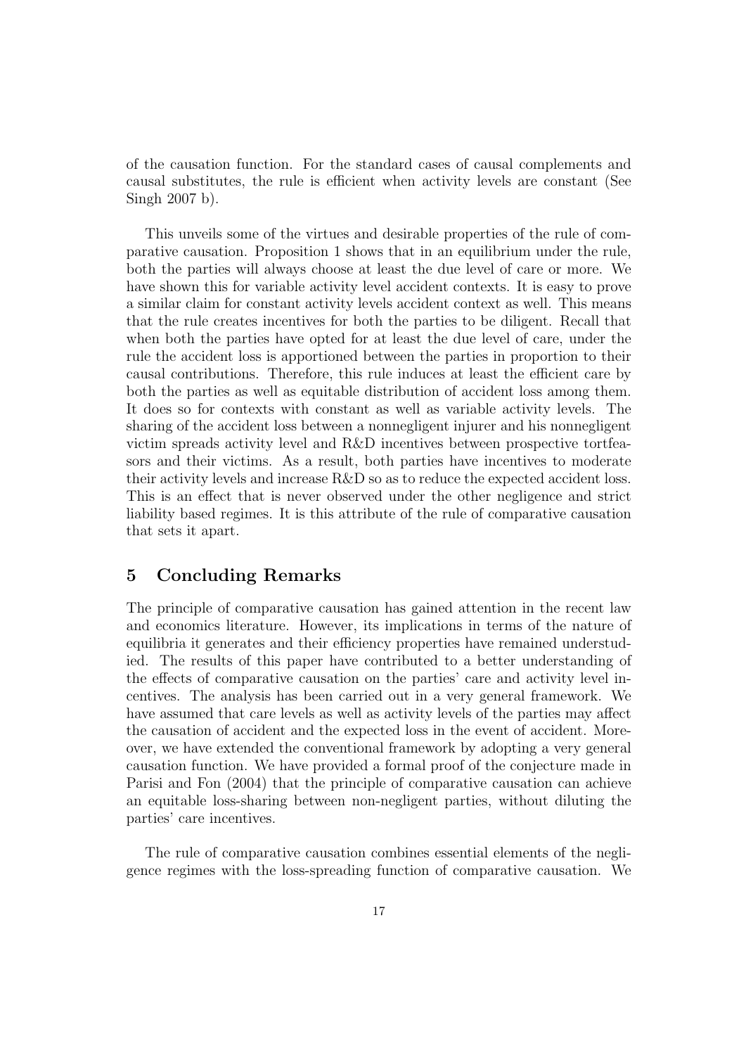of the causation function. For the standard cases of causal complements and causal substitutes, the rule is efficient when activity levels are constant (See Singh 2007 b).

This unveils some of the virtues and desirable properties of the rule of comparative causation. Proposition 1 shows that in an equilibrium under the rule, both the parties will always choose at least the due level of care or more. We have shown this for variable activity level accident contexts. It is easy to prove a similar claim for constant activity levels accident context as well. This means that the rule creates incentives for both the parties to be diligent. Recall that when both the parties have opted for at least the due level of care, under the rule the accident loss is apportioned between the parties in proportion to their causal contributions. Therefore, this rule induces at least the efficient care by both the parties as well as equitable distribution of accident loss among them. It does so for contexts with constant as well as variable activity levels. The sharing of the accident loss between a nonnegligent injurer and his nonnegligent victim spreads activity level and R&D incentives between prospective tortfeasors and their victims. As a result, both parties have incentives to moderate their activity levels and increase R&D so as to reduce the expected accident loss. This is an effect that is never observed under the other negligence and strict liability based regimes. It is this attribute of the rule of comparative causation that sets it apart.

## 5 Concluding Remarks

The principle of comparative causation has gained attention in the recent law and economics literature. However, its implications in terms of the nature of equilibria it generates and their efficiency properties have remained understudied. The results of this paper have contributed to a better understanding of the effects of comparative causation on the parties' care and activity level incentives. The analysis has been carried out in a very general framework. We have assumed that care levels as well as activity levels of the parties may affect the causation of accident and the expected loss in the event of accident. Moreover, we have extended the conventional framework by adopting a very general causation function. We have provided a formal proof of the conjecture made in Parisi and Fon (2004) that the principle of comparative causation can achieve an equitable loss-sharing between non-negligent parties, without diluting the parties' care incentives.

The rule of comparative causation combines essential elements of the negligence regimes with the loss-spreading function of comparative causation. We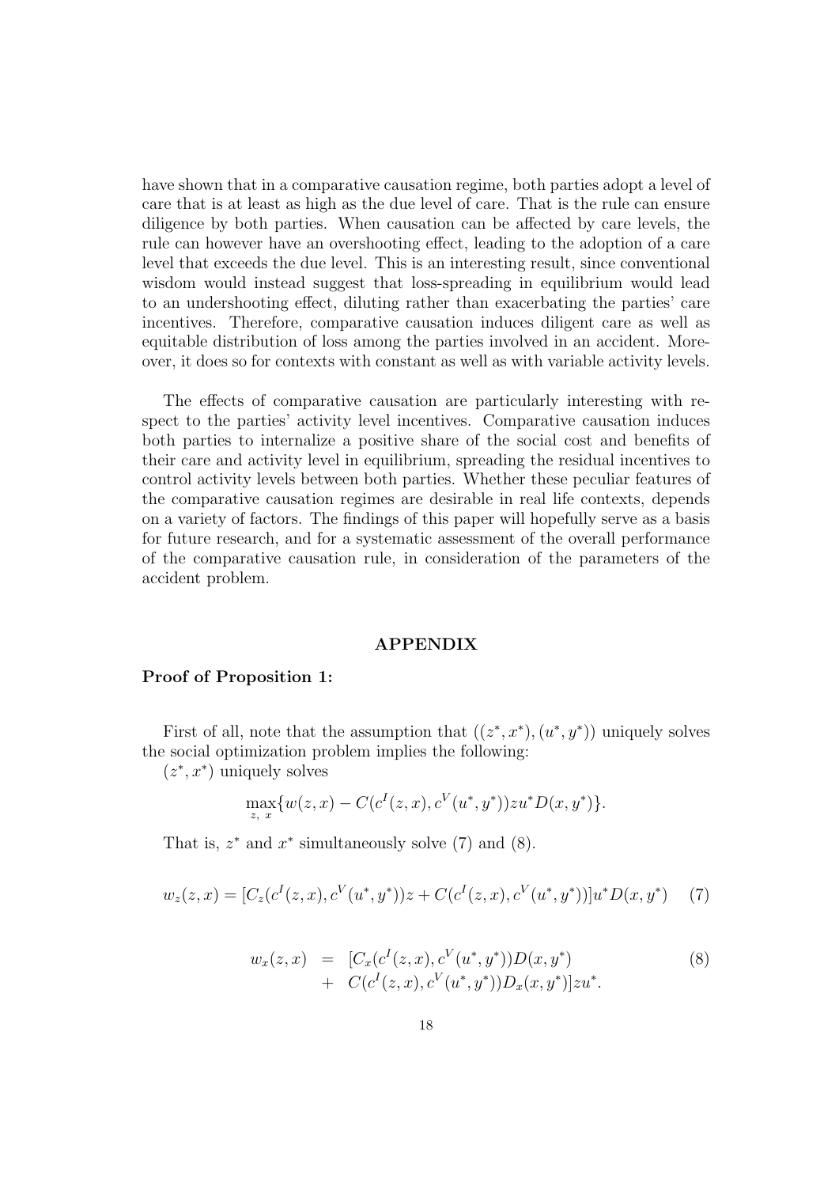have shown that in a comparative causation regime, both parties adopt a level of care that is at least as high as the due level of care. That is the rule can ensure diligence by both parties. When causation can be affected by care levels, the rule can however have an overshooting effect, leading to the adoption of a care level that exceeds the due level. This is an interesting result, since conventional wisdom would instead suggest that loss-spreading in equilibrium would lead to an undershooting effect, diluting rather than exacerbating the parties' care incentives. Therefore, comparative causation induces diligent care as well as equitable distribution of loss among the parties involved in an accident. Moreover, it does so for contexts with constant as well as with variable activity levels.

The effects of comparative causation are particularly interesting with respect to the parties' activity level incentives. Comparative causation induces both parties to internalize a positive share of the social cost and benefits of their care and activity level in equilibrium, spreading the residual incentives to control activity levels between both parties. Whether these peculiar features of the comparative causation regimes are desirable in real life contexts, depends on a variety of factors. The findings of this paper will hopefully serve as a basis for future research, and for a systematic assessment of the overall performance of the comparative causation rule, in consideration of the parameters of the accident problem.

## APPENDIX

### Proof of Proposition 1:

First of all, note that the assumption that $((z^*, x^*), (u^*, y^*))$ uniquely solves the social optimization problem implies the following:
$(z^*, x^*)$ uniquely solves

$$\max_{z,\ x}\{w(z,x) - C(c^I(z,x), c^V(u^*, y^*))zu^*D(x, y^*)\}.$$

That is, $z^*$ and $x^*$ simultaneously solve (7) and (8).

$$w_z(z,x) = [C_z(c^I(z,x), c^V(u^*, y^*))z + C(c^I(z,x), c^V(u^*, y^*))]u^*D(x, y^*) \quad (7)$$

$$\begin{aligned} w_x(z,x) &= [C_x(c^I(z,x), c^V(u^*, y^*))D(x, y^*) \\ &+ C(c^I(z,x), c^V(u^*, y^*))D_x(x, y^*)]zu^*. \end{aligned} \quad (8)$$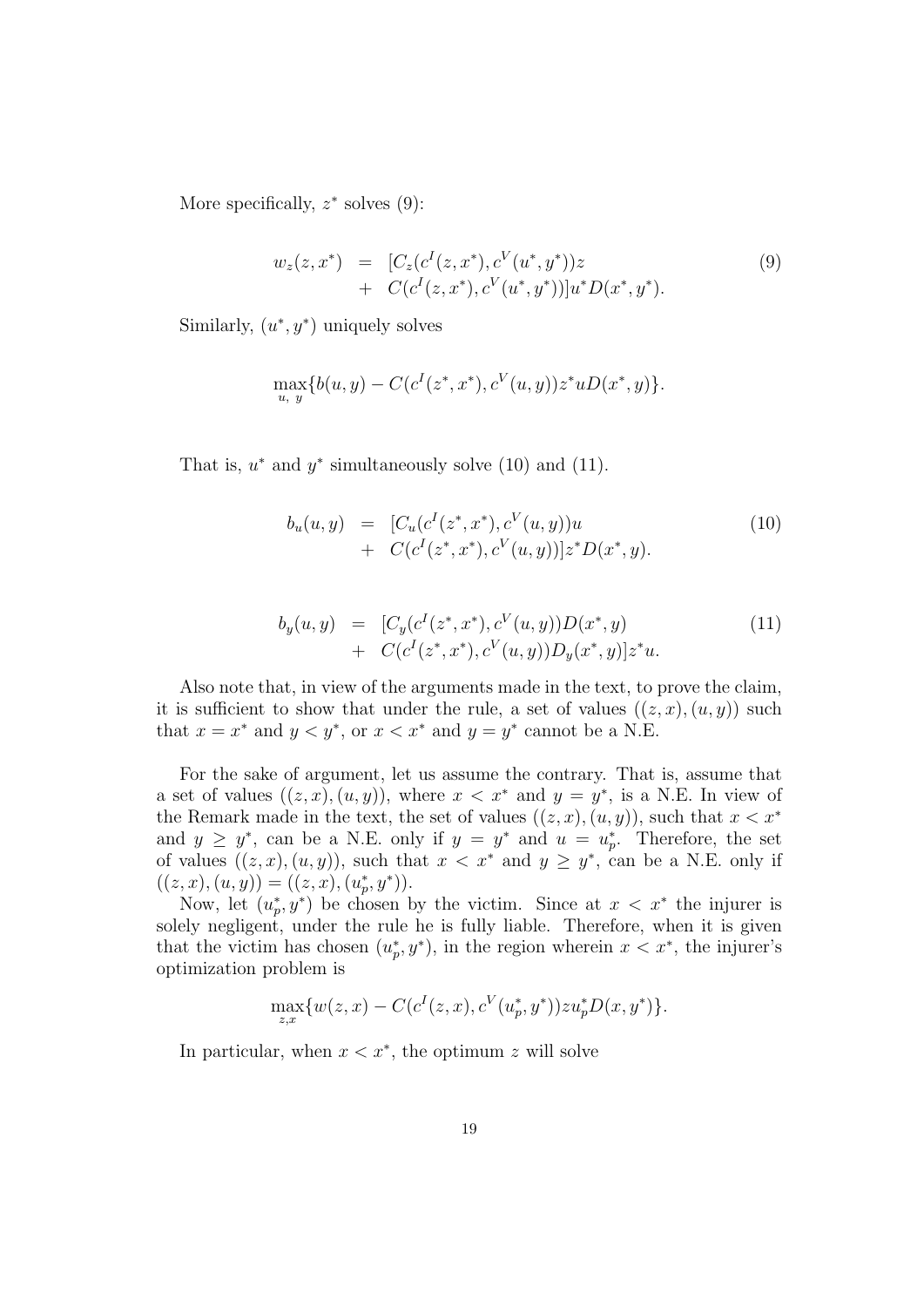More specifically, $z^*$ solves (9):

$$
\begin{aligned}
w_z(z, x^*) &= [C_z(c^I(z, x^*), c^V(u^*, y^*))z \\
&+ C(c^I(z, x^*), c^V(u^*, y^*))]u^* D(x^*, y^*).
\end{aligned} \tag{9}
$$

Similarly, $(u^*, y^*)$ uniquely solves

$$
\max_{u,\ y} \{b(u, y) - C(c^I(z^*, x^*), c^V(u, y))z^* u D(x^*, y)\}.
$$

That is, $u^*$ and $y^*$ simultaneously solve (10) and (11).

$$
\begin{aligned}
b_u(u, y) &= [C_u(c^I(z^*, x^*), c^V(u, y))u \\
&+ C(c^I(z^*, x^*), c^V(u, y))]z^* D(x^*, y).
\end{aligned} \tag{10}
$$

$$
\begin{aligned}
b_y(u, y) &= [C_y(c^I(z^*, x^*), c^V(u, y))D(x^*, y) \\
&+ C(c^I(z^*, x^*), c^V(u, y))D_y(x^*, y)]z^* u.
\end{aligned} \tag{11}
$$

Also note that, in view of the arguments made in the text, to prove the claim, it is sufficient to show that under the rule, a set of values $((z, x), (u, y))$ such that $x = x^*$ and $y < y^*$, or $x < x^*$ and $y = y^*$ cannot be a N.E.

For the sake of argument, let us assume the contrary. That is, assume that a set of values $((z, x), (u, y))$, where $x < x^*$ and $y = y^*$, is a N.E. In view of the Remark made in the text, the set of values $((z, x), (u, y))$, such that $x < x^*$ and $y \geq y^*$, can be a N.E. only if $y = y^*$ and $u = u_p^*$. Therefore, the set of values $((z, x), (u, y))$, such that $x < x^*$ and $y \geq y^*$, can be a N.E. only if $((z, x), (u, y)) = ((z, x), (u_p^*, y^*))$.

Now, let $(u_p^*, y^*)$ be chosen by the victim. Since at $x < x^*$ the injurer is solely negligent, under the rule he is fully liable. Therefore, when it is given that the victim has chosen $(u_p^*, y^*)$, in the region wherein $x < x^*$, the injurer's optimization problem is

$$
\max_{z,x} \{w(z, x) - C(c^I(z, x), c^V(u_p^*, y^*))z u_p^* D(x, y^*)\}.
$$

In particular, when $x < x^*$, the optimum $z$ will solve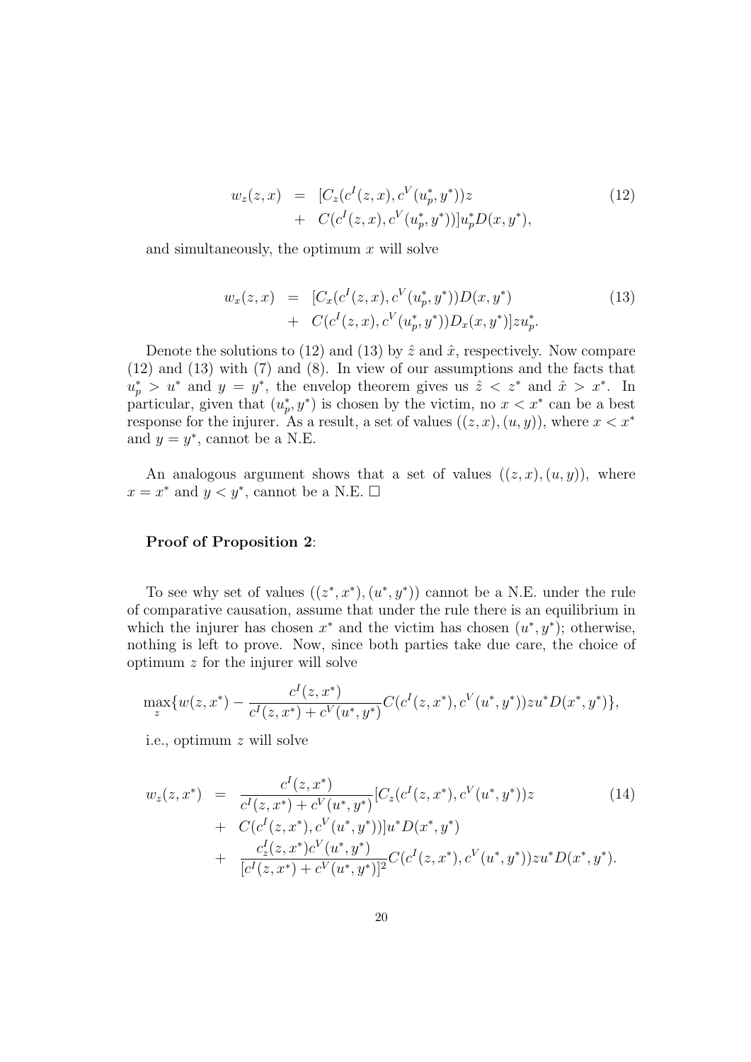$$
\begin{aligned}
w_z(z,x) &= [C_z(c^I(z,x), c^V(u_p^*, y^*))z \\
&+ C(c^I(z,x), c^V(u_p^*, y^*))]u_p^* D(x, y^*),
\end{aligned}
\tag{12}
$$

and simultaneously, the optimum $x$ will solve

$$
\begin{aligned}
w_x(z,x) &= [C_x(c^I(z,x), c^V(u_p^*, y^*))D(x, y^*) \\
&+ C(c^I(z,x), c^V(u_p^*, y^*))D_x(x, y^*)]zu_p^*.
\end{aligned}
\tag{13}
$$

Denote the solutions to (12) and (13) by $\hat{z}$ and $\hat{x}$, respectively. Now compare (12) and (13) with (7) and (8). In view of our assumptions and the facts that $u_p^* > u^*$ and $y = y^*$, the envelop theorem gives us $\hat{z} < z^*$ and $\hat{x} > x^*$. In particular, given that $(u_p^*, y^*)$ is chosen by the victim, no $x < x^*$ can be a best response for the injurer. As a result, a set of values $((z,x),(u,y))$, where $x < x^*$ and $y = y^*$, cannot be a N.E.

An analogous argument shows that a set of values $((z,x),(u,y))$, where $x = x^*$ and $y < y^*$, cannot be a N.E. □

**Proof of Proposition 2**:

To see why set of values $((z^*, x^*), (u^*, y^*))$ cannot be a N.E. under the rule of comparative causation, assume that under the rule there is an equilibrium in which the injurer has chosen $x^*$ and the victim has chosen $(u^*, y^*)$; otherwise, nothing is left to prove. Now, since both parties take due care, the choice of optimum $z$ for the injurer will solve

$$
\max_z \{w(z, x^*) - \frac{c^I(z, x^*)}{c^I(z, x^*) + c^V(u^*, y^*)} C(c^I(z, x^*), c^V(u^*, y^*))zu^* D(x^*, y^*)\},
$$

i.e., optimum $z$ will solve

$$
\begin{aligned}
w_z(z, x^*) &= \frac{c^I(z, x^*)}{c^I(z, x^*) + c^V(u^*, y^*)}[C_z(c^I(z, x^*), c^V(u^*, y^*))z \\
&+ C(c^I(z, x^*), c^V(u^*, y^*))]u^* D(x^*, y^*) \\
&+ \frac{c_z^I(z, x^*) c^V(u^*, y^*)}{[c^I(z, x^*) + c^V(u^*, y^*)]^2} C(c^I(z, x^*), c^V(u^*, y^*))zu^* D(x^*, y^*).
\end{aligned}
\tag{14}
$$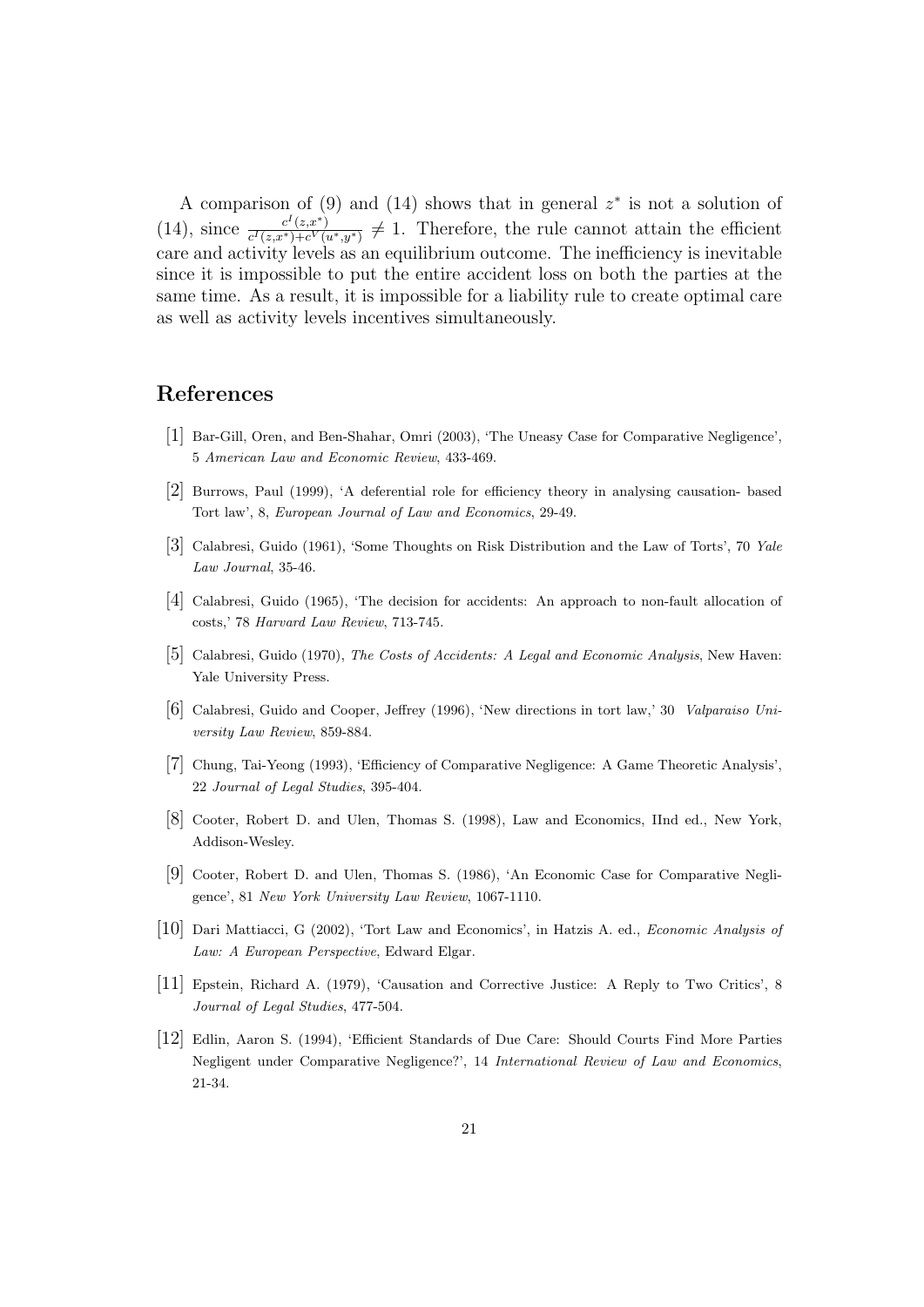A comparison of (9) and (14) shows that in general $z^*$ is not a solution of (14), since $\frac{c^I(z,x^*)}{c^I(z,x^*)+c^V(u^*,y^*)} \neq 1$. Therefore, the rule cannot attain the efficient care and activity levels as an equilibrium outcome. The inefficiency is inevitable since it is impossible to put the entire accident loss on both the parties at the same time. As a result, it is impossible for a liability rule to create optimal care as well as activity levels incentives simultaneously.

## References

[1] Bar-Gill, Oren, and Ben-Shahar, Omri (2003), 'The Uneasy Case for Comparative Negligence', 5 *American Law and Economic Review*, 433-469.

[2] Burrows, Paul (1999), 'A deferential role for efficiency theory in analysing causation- based Tort law', 8, *European Journal of Law and Economics*, 29-49.

[3] Calabresi, Guido (1961), 'Some Thoughts on Risk Distribution and the Law of Torts', 70 *Yale Law Journal*, 35-46.

[4] Calabresi, Guido (1965), 'The decision for accidents: An approach to non-fault allocation of costs,' 78 *Harvard Law Review*, 713-745.

[5] Calabresi, Guido (1970), *The Costs of Accidents: A Legal and Economic Analysis*, New Haven: Yale University Press.

[6] Calabresi, Guido and Cooper, Jeffrey (1996), 'New directions in tort law,' 30 *Valparaiso University Law Review*, 859-884.

[7] Chung, Tai-Yeong (1993), 'Efficiency of Comparative Negligence: A Game Theoretic Analysis', 22 *Journal of Legal Studies*, 395-404.

[8] Cooter, Robert D. and Ulen, Thomas S. (1998), Law and Economics, IInd ed., New York, Addison-Wesley.

[9] Cooter, Robert D. and Ulen, Thomas S. (1986), 'An Economic Case for Comparative Negligence', 81 *New York University Law Review*, 1067-1110.

[10] Dari Mattiacci, G (2002), 'Tort Law and Economics', in Hatzis A. ed., *Economic Analysis of Law: A European Perspective*, Edward Elgar.

[11] Epstein, Richard A. (1979), 'Causation and Corrective Justice: A Reply to Two Critics', 8 *Journal of Legal Studies*, 477-504.

[12] Edlin, Aaron S. (1994), 'Efficient Standards of Due Care: Should Courts Find More Parties Negligent under Comparative Negligence?', 14 *International Review of Law and Economics*, 21-34.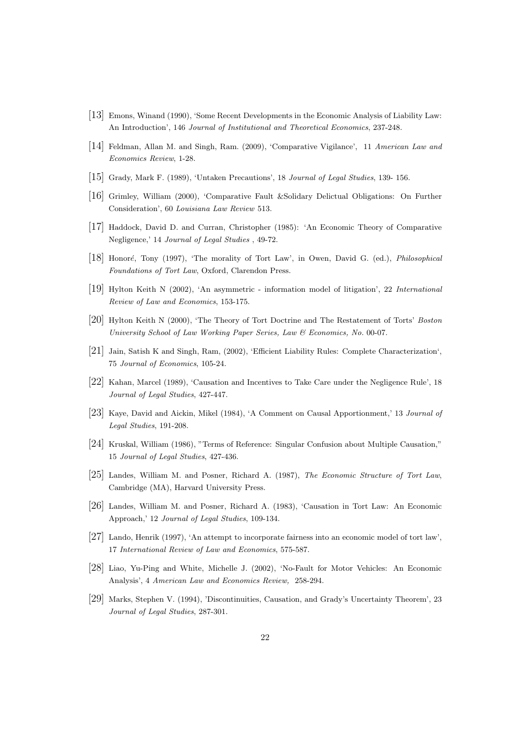[13] Emons, Winand (1990), 'Some Recent Developments in the Economic Analysis of Liability Law: An Introduction', 146 *Journal of Institutional and Theoretical Economics*, 237-248.

[14] Feldman, Allan M. and Singh, Ram. (2009), 'Comparative Vigilance', 11 *American Law and Economics Review*, 1-28.

[15] Grady, Mark F. (1989), 'Untaken Precautions', 18 *Journal of Legal Studies*, 139- 156.

[16] Grimley, William (2000), 'Comparative Fault &Solidary Delictual Obligations: On Further Consideration', 60 *Louisiana Law Review* 513.

[17] Haddock, David D. and Curran, Christopher (1985): 'An Economic Theory of Comparative Negligence,' 14 *Journal of Legal Studies* , 49-72.

[18] Honoré, Tony (1997), 'The morality of Tort Law', in Owen, David G. (ed.), *Philosophical Foundations of Tort Law*, Oxford, Clarendon Press.

[19] Hylton Keith N (2002), 'An asymmetric - information model of litigation', 22 *International Review of Law and Economics*, 153-175.

[20] Hylton Keith N (2000), 'The Theory of Tort Doctrine and The Restatement of Torts' *Boston University School of Law Working Paper Series, Law & Economics, No.* 00-07.

[21] Jain, Satish K and Singh, Ram, (2002), 'Efficient Liability Rules: Complete Characterization', 75 *Journal of Economics*, 105-24.

[22] Kahan, Marcel (1989), 'Causation and Incentives to Take Care under the Negligence Rule', 18 *Journal of Legal Studies*, 427-447.

[23] Kaye, David and Aickin, Mikel (1984), 'A Comment on Causal Apportionment,' 13 *Journal of Legal Studies*, 191-208.

[24] Kruskal, William (1986), "Terms of Reference: Singular Confusion about Multiple Causation," 15 *Journal of Legal Studies*, 427-436.

[25] Landes, William M. and Posner, Richard A. (1987), *The Economic Structure of Tort Law*, Cambridge (MA), Harvard University Press.

[26] Landes, William M. and Posner, Richard A. (1983), 'Causation in Tort Law: An Economic Approach,' 12 *Journal of Legal Studies*, 109-134.

[27] Lando, Henrik (1997), 'An attempt to incorporate fairness into an economic model of tort law', 17 *International Review of Law and Economics*, 575-587.

[28] Liao, Yu-Ping and White, Michelle J. (2002), 'No-Fault for Motor Vehicles: An Economic Analysis', 4 *American Law and Economics Review,* 258-294.

[29] Marks, Stephen V. (1994), 'Discontinuities, Causation, and Grady's Uncertainty Theorem', 23 *Journal of Legal Studies*, 287-301.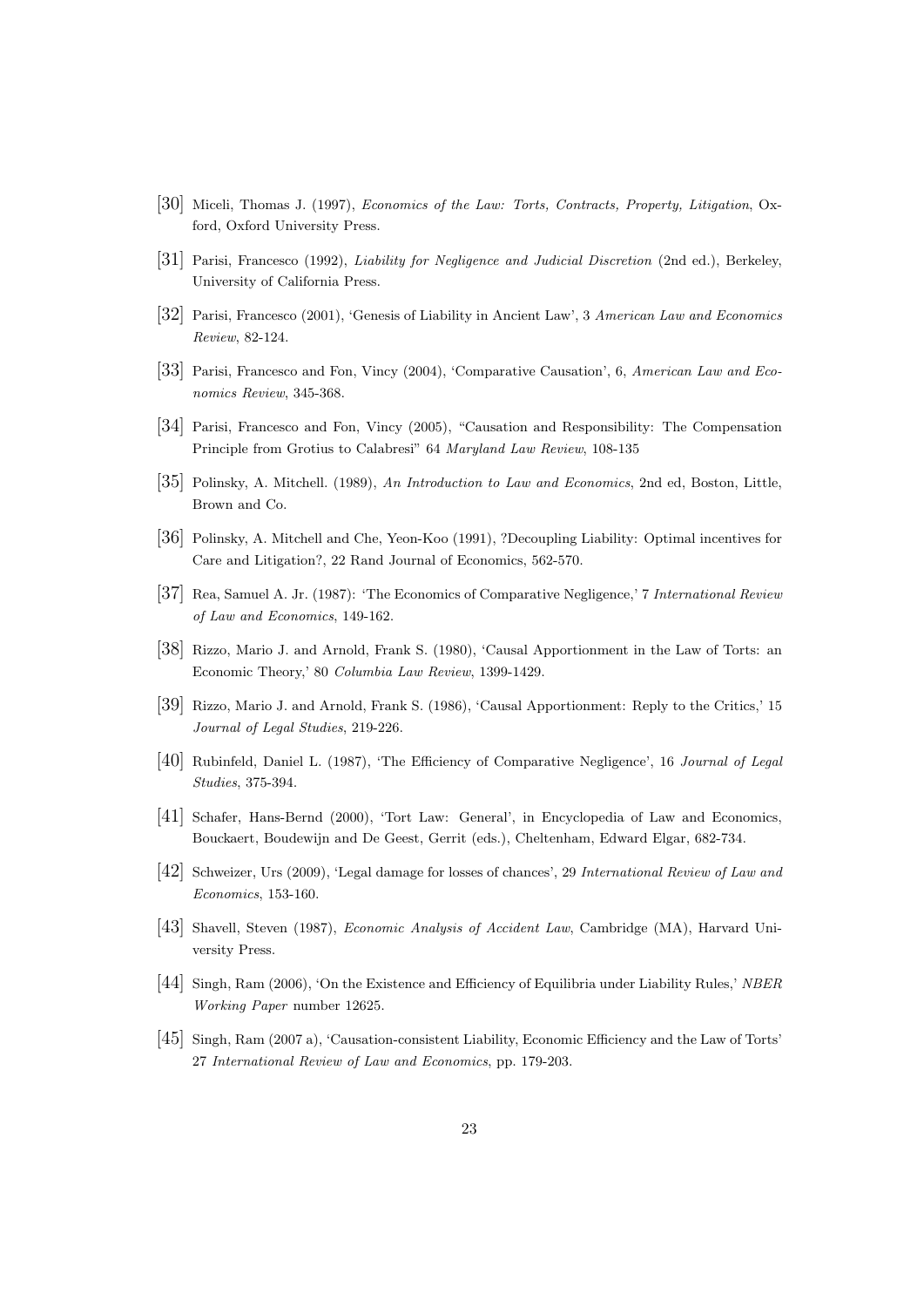[30] Miceli, Thomas J. (1997), *Economics of the Law: Torts, Contracts, Property, Litigation*, Oxford, Oxford University Press.

[31] Parisi, Francesco (1992), *Liability for Negligence and Judicial Discretion* (2nd ed.), Berkeley, University of California Press.

[32] Parisi, Francesco (2001), 'Genesis of Liability in Ancient Law', 3 *American Law and Economics Review*, 82-124.

[33] Parisi, Francesco and Fon, Vincy (2004), 'Comparative Causation', 6, *American Law and Economics Review*, 345-368.

[34] Parisi, Francesco and Fon, Vincy (2005), "Causation and Responsibility: The Compensation Principle from Grotius to Calabresi" 64 *Maryland Law Review*, 108-135

[35] Polinsky, A. Mitchell. (1989), *An Introduction to Law and Economics*, 2nd ed, Boston, Little, Brown and Co.

[36] Polinsky, A. Mitchell and Che, Yeon-Koo (1991), ?Decoupling Liability: Optimal incentives for Care and Litigation?, 22 Rand Journal of Economics, 562-570.

[37] Rea, Samuel A. Jr. (1987): 'The Economics of Comparative Negligence,' 7 *International Review of Law and Economics*, 149-162.

[38] Rizzo, Mario J. and Arnold, Frank S. (1980), 'Causal Apportionment in the Law of Torts: an Economic Theory,' 80 *Columbia Law Review*, 1399-1429.

[39] Rizzo, Mario J. and Arnold, Frank S. (1986), 'Causal Apportionment: Reply to the Critics,' 15 *Journal of Legal Studies*, 219-226.

[40] Rubinfeld, Daniel L. (1987), 'The Efficiency of Comparative Negligence', 16 *Journal of Legal Studies*, 375-394.

[41] Schafer, Hans-Bernd (2000), 'Tort Law: General', in Encyclopedia of Law and Economics, Bouckaert, Boudewijn and De Geest, Gerrit (eds.), Cheltenham, Edward Elgar, 682-734.

[42] Schweizer, Urs (2009), 'Legal damage for losses of chances', 29 *International Review of Law and Economics*, 153-160.

[43] Shavell, Steven (1987), *Economic Analysis of Accident Law*, Cambridge (MA), Harvard University Press.

[44] Singh, Ram (2006), 'On the Existence and Efficiency of Equilibria under Liability Rules,' *NBER Working Paper* number 12625.

[45] Singh, Ram (2007 a), 'Causation-consistent Liability, Economic Efficiency and the Law of Torts' 27 *International Review of Law and Economics*, pp. 179-203.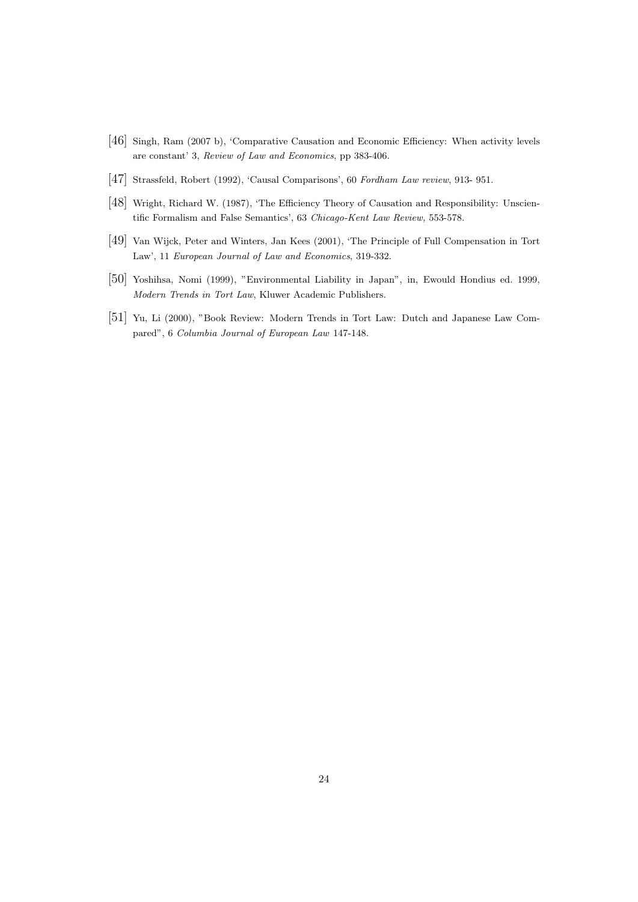[46] Singh, Ram (2007 b), 'Comparative Causation and Economic Efficiency: When activity levels are constant' 3, *Review of Law and Economics*, pp 383-406.

[47] Strassfeld, Robert (1992), 'Causal Comparisons', 60 *Fordham Law review*, 913- 951.

[48] Wright, Richard W. (1987), 'The Efficiency Theory of Causation and Responsibility: Unscientific Formalism and False Semantics', 63 *Chicago-Kent Law Review,* 553-578.

[49] Van Wijck, Peter and Winters, Jan Kees (2001), 'The Principle of Full Compensation in Tort Law', 11 *European Journal of Law and Economics*, 319-332.

[50] Yoshihsa, Nomi (1999), "Environmental Liability in Japan", in, Ewould Hondius ed. 1999, *Modern Trends in Tort Law*, Kluwer Academic Publishers.

[51] Yu, Li (2000), "Book Review: Modern Trends in Tort Law: Dutch and Japanese Law Compared", 6 *Columbia Journal of European Law* 147-148.